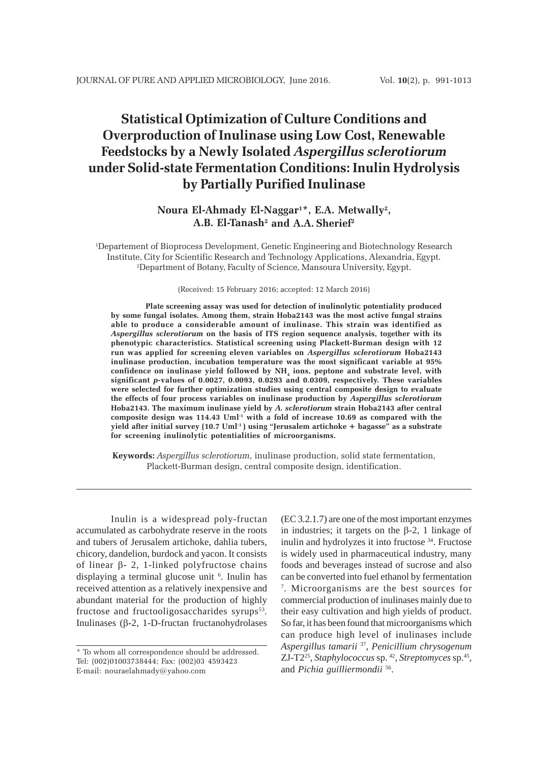# Statistical Optimization of Culture Conditions and Overproduction of Inulinase using Low Cost, Renewable Feedstocks by a Newly Isolated *Aspergillus sclerotiorum* under Solid-state Fermentation Conditions: Inulin Hydrolysis by Partially Purified Inulinase

**Noura El-Ahmady El-Naggar[1]*, E.A. Metwally[2], A.B. El-Tanash[2] and A.A. Sherief[2]**

[1]Departement of Bioprocess Development, Genetic Engineering and Biotechnology Research Institute, City for Scientific Research and Technology Applications, Alexandria, Egypt.
[2]Department of Botany, Faculty of Science, Mansoura University, Egypt.

(Received: 15 February 2016; accepted: 12 March 2016)

**Plate screening assay was used for detection of inulinolytic potentiality produced by some fungal isolates. Among them, strain Hoba2143 was the most active fungal strains able to produce a considerable amount of inulinase. This strain was identified as *Aspergillus sclerotiorum* on the basis of ITS region sequence analysis, together with its phenotypic characteristics. Statistical screening using Plackett-Burman design with 12 run was applied for screening eleven variables on *Aspergillus sclerotiorum* Hoba2143 inulinase production, incubation temperature was the most significant variable at 95% confidence on inulinase yield followed by $NH_4$ ions, peptone and substrate level, with significant *p*-values of 0.0027, 0.0093, 0.0293 and 0.0309, respectively. These variables were selected for further optimization studies using central composite design to evaluate the effects of four process variables on inulinase production by *Aspergillus sclerotiorum* Hoba2143. The maximum inulinase yield by *A. sclerotiorum* strain Hoba2143 after central composite design was 114.43 $Uml^{-1}$ with a fold of increase 10.69 as compared with the yield after initial survey (10.7 $Uml^{-1}$) using "Jerusalem artichoke + bagasse" as a substrate for screening inulinolytic potentialities of microorganisms.**

**Keywords:** *Aspergillus sclerotiorum*, inulinase production, solid state fermentation, Plackett-Burman design, central composite design, identification.

---

Inulin is a widespread poly-fructan accumulated as carbohydrate reserve in the roots and tubers of Jerusalem artichoke, dahlia tubers, chicory, dandelion, burdock and yacon. It consists of linear β- 2, 1-linked polyfructose chains displaying a terminal glucose unit [6]. Inulin has received attention as a relatively inexpensive and abundant material for the production of highly fructose and fructooligosaccharides syrups[53]. Inulinases (β-2, 1-D-fructan fructanohydrolases (EC 3.2.1.7) are one of the most important enzymes in industries; it targets on the β-2, 1 linkage of inulin and hydrolyzes it into fructose [34]. Fructose is widely used in pharmaceutical industry, many foods and beverages instead of sucrose and also can be converted into fuel ethanol by fermentation [7]. Microorganisms are the best sources for commercial production of inulinases mainly due to their easy cultivation and high yields of product. So far, it has been found that microorganisms which can produce high level of inulinases include *Aspergillus tamarii* [37], *Penicillium chrysogenum* ZJ-T2[25], *Staphylococcus* sp. [42], *Streptomyces* sp.[45], and *Pichia guilliermondii* [56].

\* To whom all correspondence should be addressed.
Tel: (002)01003738444; Fax: (002)03 4593423
E-mail: nouraelahmady@yahoo.com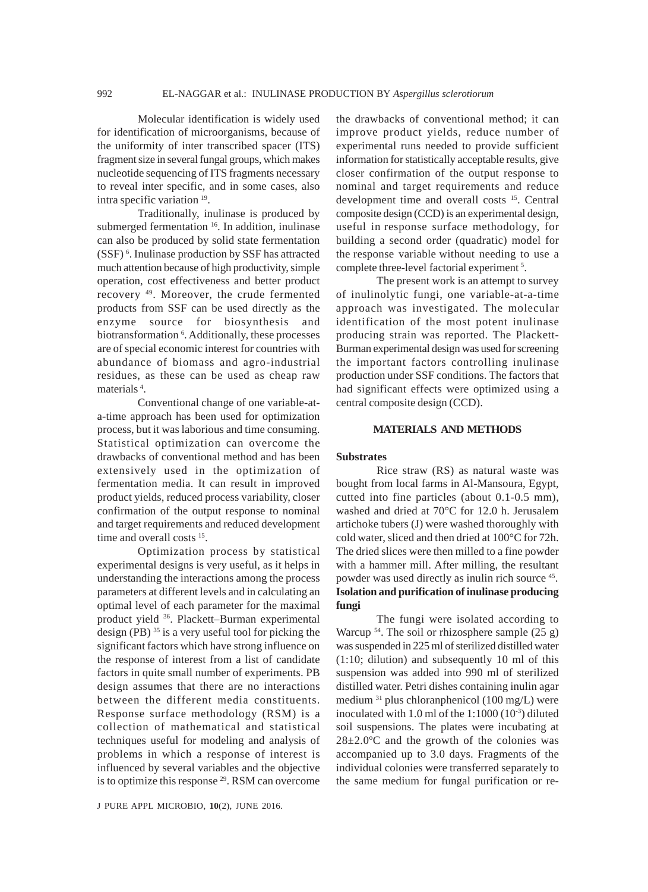Molecular identification is widely used for identification of microorganisms, because of the uniformity of inter transcribed spacer (ITS) fragment size in several fungal groups, which makes nucleotide sequencing of ITS fragments necessary to reveal inter specific, and in some cases, also intra specific variation [19].

Traditionally, inulinase is produced by submerged fermentation [16]. In addition, inulinase can also be produced by solid state fermentation (SSF) [6]. Inulinase production by SSF has attracted much attention because of high productivity, simple operation, cost effectiveness and better product recovery [49]. Moreover, the crude fermented products from SSF can be used directly as the enzyme source for biosynthesis and biotransformation [6]. Additionally, these processes are of special economic interest for countries with abundance of biomass and agro-industrial residues, as these can be used as cheap raw materials [4].

Conventional change of one variable-at-a-time approach has been used for optimization process, but it was laborious and time consuming. Statistical optimization can overcome the drawbacks of conventional method and has been extensively used in the optimization of fermentation media. It can result in improved product yields, reduced process variability, closer confirmation of the output response to nominal and target requirements and reduced development time and overall costs [15].

Optimization process by statistical experimental designs is very useful, as it helps in understanding the interactions among the process parameters at different levels and in calculating an optimal level of each parameter for the maximal product yield [36]. Plackett–Burman experimental design (PB) [35] is a very useful tool for picking the significant factors which have strong influence on the response of interest from a list of candidate factors in quite small number of experiments. PB design assumes that there are no interactions between the different media constituents. Response surface methodology (RSM) is a collection of mathematical and statistical techniques useful for modeling and analysis of problems in which a response of interest is influenced by several variables and the objective is to optimize this response [29]. RSM can overcome the drawbacks of conventional method; it can improve product yields, reduce number of experimental runs needed to provide sufficient information for statistically acceptable results, give closer confirmation of the output response to nominal and target requirements and reduce development time and overall costs [15]. Central composite design (CCD) is an experimental design, useful in response surface methodology, for building a second order (quadratic) model for the response variable without needing to use a complete three-level factorial experiment [5].

The present work is an attempt to survey of inulinolytic fungi, one variable-at-a-time approach was investigated. The molecular identification of the most potent inulinase producing strain was reported. The Plackett-Burman experimental design was used for screening the important factors controlling inulinase production under SSF conditions. The factors that had significant effects were optimized using a central composite design (CCD).

## MATERIALS AND METHODS

### Substrates

Rice straw (RS) as natural waste was bought from local farms in Al-Mansoura, Egypt, cutted into fine particles (about 0.1-0.5 mm), washed and dried at 70°C for 12.0 h. Jerusalem artichoke tubers (J) were washed thoroughly with cold water, sliced and then dried at 100°C for 72h. The dried slices were then milled to a fine powder with a hammer mill. After milling, the resultant powder was used directly as inulin rich source [45].

### Isolation and purification of inulinase producing fungi

The fungi were isolated according to Warcup [54]. The soil or rhizosphere sample (25 g) was suspended in 225 ml of sterilized distilled water (1:10; dilution) and subsequently 10 ml of this suspension was added into 990 ml of sterilized distilled water. Petri dishes containing inulin agar medium [31] plus chloranphenicol (100 mg/L) were inoculated with 1.0 ml of the 1:1000 ($10^{-3}$) diluted soil suspensions. The plates were incubating at 28±2.0ºC and the growth of the colonies was accompanied up to 3.0 days. Fragments of the individual colonies were transferred separately to the same medium for fungal purification or re-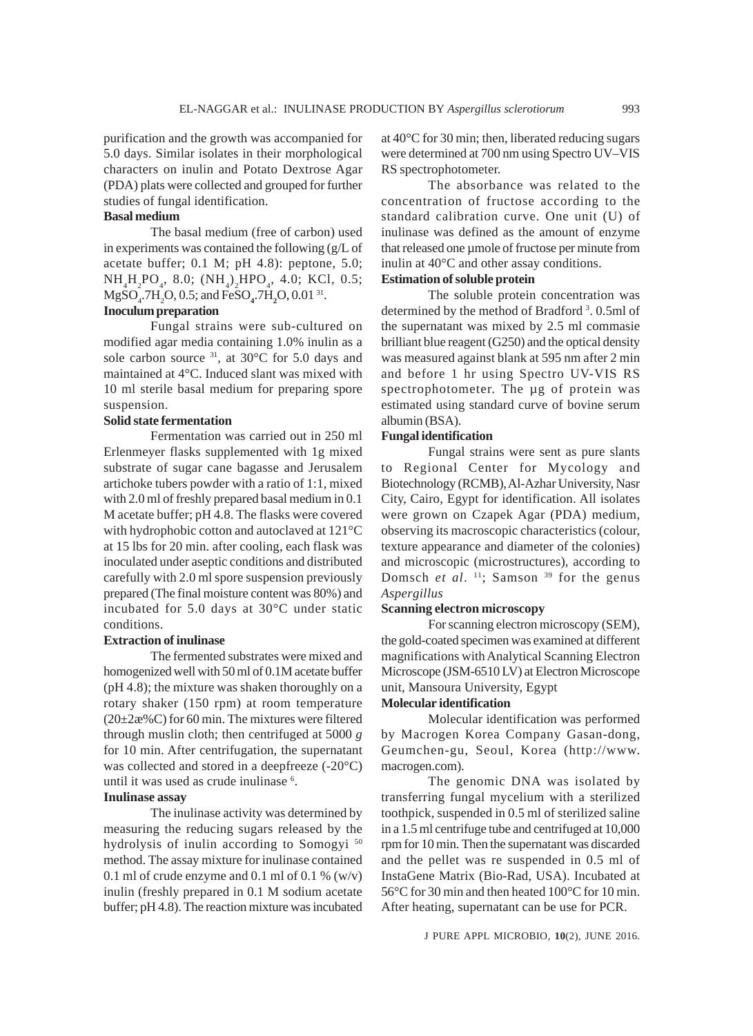purification and the growth was accompanied for 5.0 days. Similar isolates in their morphological characters on inulin and Potato Dextrose Agar (PDA) plats were collected and grouped for further studies of fungal identification.

### Basal medium

The basal medium (free of carbon) used in experiments was contained the following (g/L of acetate buffer; 0.1 M; pH 4.8): peptone, 5.0; $NH_4H_2PO_4$, 8.0; $(NH_4)_2HPO_4$, 4.0; KCl, 0.5; $MgSO_4.7H_2O$, 0.5; and $FeSO_4.7H_2O$, 0.01 [31].

### Inoculum preparation

Fungal strains were sub-cultured on modified agar media containing 1.0% inulin as a sole carbon source [31], at 30°C for 5.0 days and maintained at 4°C. Induced slant was mixed with 10 ml sterile basal medium for preparing spore suspension.

### Solid state fermentation

Fermentation was carried out in 250 ml Erlenmeyer flasks supplemented with 1g mixed substrate of sugar cane bagasse and Jerusalem artichoke tubers powder with a ratio of 1:1, mixed with 2.0 ml of freshly prepared basal medium in 0.1 M acetate buffer; pH 4.8. The flasks were covered with hydrophobic cotton and autoclaved at 121°C at 15 lbs for 20 min. after cooling, each flask was inoculated under aseptic conditions and distributed carefully with 2.0 ml spore suspension previously prepared (The final moisture content was 80%) and incubated for 5.0 days at 30°C under static conditions.

### Extraction of inulinase

The fermented substrates were mixed and homogenized well with 50 ml of 0.1M acetate buffer (pH 4.8); the mixture was shaken thoroughly on a rotary shaker (150 rpm) at room temperature (20±2æ%C) for 60 min. The mixtures were filtered through muslin cloth; then centrifuged at 5000 *g* for 10 min. After centrifugation, the supernatant was collected and stored in a deepfreeze (-20°C) until it was used as crude inulinase [6].

### Inulinase assay

The inulinase activity was determined by measuring the reducing sugars released by the hydrolysis of inulin according to Somogyi [50] method. The assay mixture for inulinase contained 0.1 ml of crude enzyme and 0.1 ml of 0.1 % (w/v) inulin (freshly prepared in 0.1 M sodium acetate buffer; pH 4.8). The reaction mixture was incubated at 40°C for 30 min; then, liberated reducing sugars were determined at 700 nm using Spectro UV–VIS RS spectrophotometer.

The absorbance was related to the concentration of fructose according to the standard calibration curve. One unit (U) of inulinase was defined as the amount of enzyme that released one µmole of fructose per minute from inulin at 40°C and other assay conditions.

### Estimation of soluble protein

The soluble protein concentration was determined by the method of Bradford [3]. 0.5ml of the supernatant was mixed by 2.5 ml commasie brilliant blue reagent (G250) and the optical density was measured against blank at 595 nm after 2 min and before 1 hr using Spectro UV-VIS RS spectrophotometer. The µg of protein was estimated using standard curve of bovine serum albumin (BSA).

### Fungal identification

Fungal strains were sent as pure slants to Regional Center for Mycology and Biotechnology (RCMB), Al-Azhar University, Nasr City, Cairo, Egypt for identification. All isolates were grown on Czapek Agar (PDA) medium, observing its macroscopic characteristics (colour, texture appearance and diameter of the colonies) and microscopic (microstructures), according to Domsch *et al*. [11]; Samson [39] for the genus *Aspergillus*

### Scanning electron microscopy

For scanning electron microscopy (SEM), the gold-coated specimen was examined at different magnifications with Analytical Scanning Electron Microscope (JSM-6510 LV) at Electron Microscope unit, Mansoura University, Egypt

### Molecular identification

Molecular identification was performed by Macrogen Korea Company Gasan-dong, Geumchen-gu, Seoul, Korea (http://www.macrogen.com).

The genomic DNA was isolated by transferring fungal mycelium with a sterilized toothpick, suspended in 0.5 ml of sterilized saline in a 1.5 ml centrifuge tube and centrifuged at 10,000 rpm for 10 min. Then the supernatant was discarded and the pellet was re suspended in 0.5 ml of InstaGene Matrix (Bio-Rad, USA). Incubated at 56°C for 30 min and then heated 100°C for 10 min. After heating, supernatant can be use for PCR.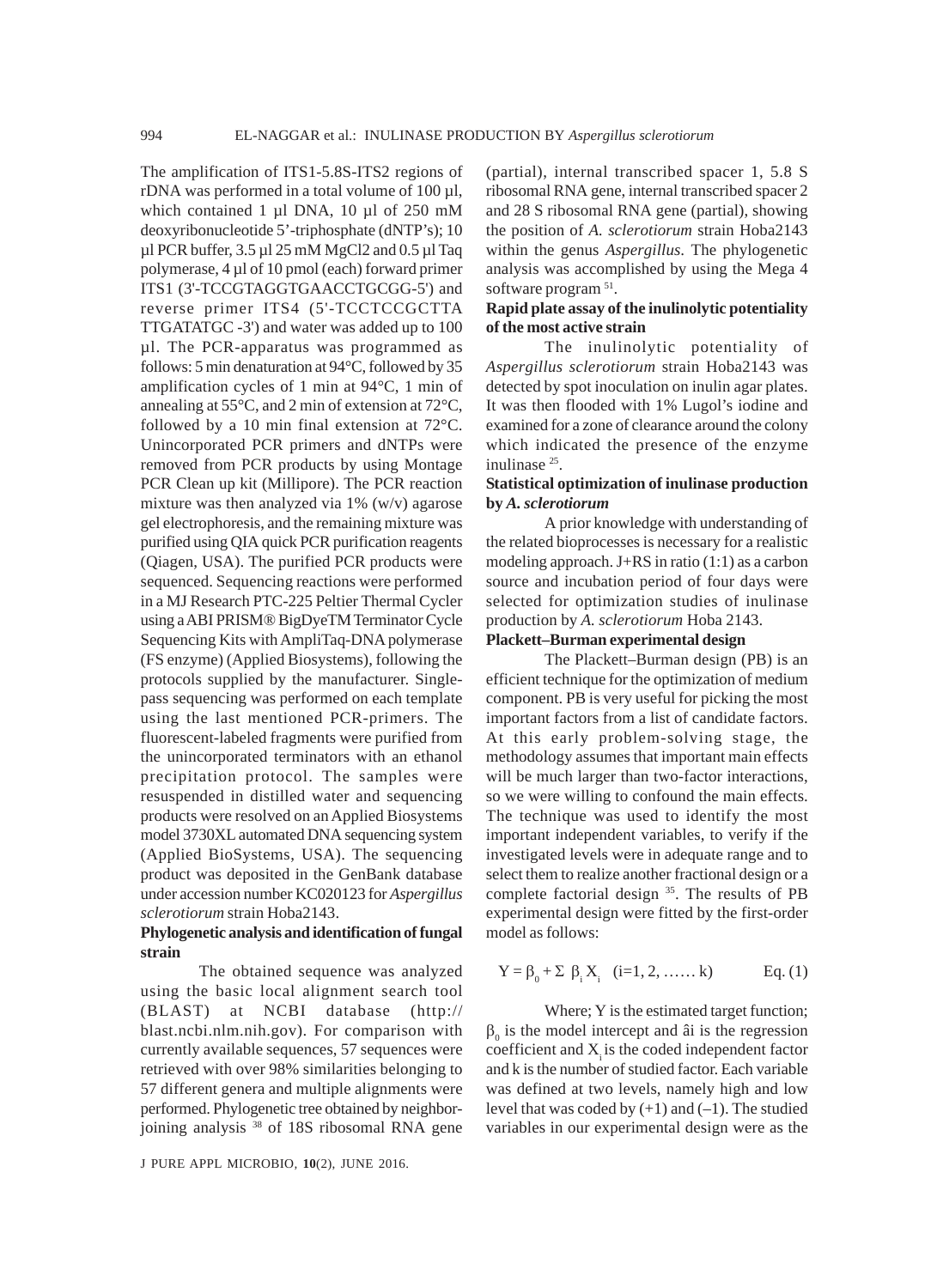The amplification of ITS1-5.8S-ITS2 regions of rDNA was performed in a total volume of 100 µl, which contained 1 µl DNA, 10 µl of 250 mM deoxyribonucleotide 5'-triphosphate (dNTP's); 10 µl PCR buffer, 3.5 µl 25 mM MgCl2 and 0.5 µl Taq polymerase, 4 µl of 10 pmol (each) forward primer ITS1 (3'-TCCGTAGGTGAACCTGCGG-5') and reverse primer ITS4 (5'-TCCTCCGCTTA TTGATATGC -3') and water was added up to 100 µl. The PCR-apparatus was programmed as follows: 5 min denaturation at 94°C, followed by 35 amplification cycles of 1 min at 94°C, 1 min of annealing at 55°C, and 2 min of extension at 72°C, followed by a 10 min final extension at 72°C. Unincorporated PCR primers and dNTPs were removed from PCR products by using Montage PCR Clean up kit (Millipore). The PCR reaction mixture was then analyzed via 1% (w/v) agarose gel electrophoresis, and the remaining mixture was purified using QIA quick PCR purification reagents (Qiagen, USA). The purified PCR products were sequenced. Sequencing reactions were performed in a MJ Research PTC-225 Peltier Thermal Cycler using a ABI PRISM® BigDyeTM Terminator Cycle Sequencing Kits with AmpliTaq-DNA polymerase (FS enzyme) (Applied Biosystems), following the protocols supplied by the manufacturer. Single-pass sequencing was performed on each template using the last mentioned PCR-primers. The fluorescent-labeled fragments were purified from the unincorporated terminators with an ethanol precipitation protocol. The samples were resuspended in distilled water and sequencing products were resolved on an Applied Biosystems model 3730XL automated DNA sequencing system (Applied BioSystems, USA). The sequencing product was deposited in the GenBank database under accession number KC020123 for *Aspergillus sclerotiorum* strain Hoba2143.

**Phylogenetic analysis and identification of fungal strain**

The obtained sequence was analyzed using the basic local alignment search tool (BLAST) at NCBI database (http://blast.ncbi.nlm.nih.gov). For comparison with currently available sequences, 57 sequences were retrieved with over 98% similarities belonging to 57 different genera and multiple alignments were performed. Phylogenetic tree obtained by neighbor-joining analysis [38] of 18S ribosomal RNA gene (partial), internal transcribed spacer 1, 5.8 S ribosomal RNA gene, internal transcribed spacer 2 and 28 S ribosomal RNA gene (partial), showing the position of *A. sclerotiorum* strain Hoba2143 within the genus *Aspergillus*. The phylogenetic analysis was accomplished by using the Mega 4 software program [51].

**Rapid plate assay of the inulinolytic potentiality of the most active strain**

The inulinolytic potentiality of *Aspergillus sclerotiorum* strain Hoba2143 was detected by spot inoculation on inulin agar plates. It was then flooded with 1% Lugol's iodine and examined for a zone of clearance around the colony which indicated the presence of the enzyme inulinase [25].

**Statistical optimization of inulinase production by *A. sclerotiorum***

A prior knowledge with understanding of the related bioprocesses is necessary for a realistic modeling approach. J+RS in ratio (1:1) as a carbon source and incubation period of four days were selected for optimization studies of inulinase production by *A. sclerotiorum* Hoba 2143.

**Plackett–Burman experimental design**

The Plackett–Burman design (PB) is an efficient technique for the optimization of medium component. PB is very useful for picking the most important factors from a list of candidate factors. At this early problem-solving stage, the methodology assumes that important main effects will be much larger than two-factor interactions, so we were willing to confound the main effects. The technique was used to identify the most important independent variables, to verify if the investigated levels were in adequate range and to select them to realize another fractional design or a complete factorial design [35]. The results of PB experimental design were fitted by the first-order model as follows:

$$Y = \beta_0 + \Sigma \ \beta_i X_i \quad (i=1, 2, \ldots\ldots k) \qquad \text{Eq. (1)}$$

Where; Y is the estimated target function; $\beta_0$ is the model intercept and âi is the regression coefficient and $X_i$ is the coded independent factor and k is the number of studied factor. Each variable was defined at two levels, namely high and low level that was coded by (+1) and (–1). The studied variables in our experimental design were as the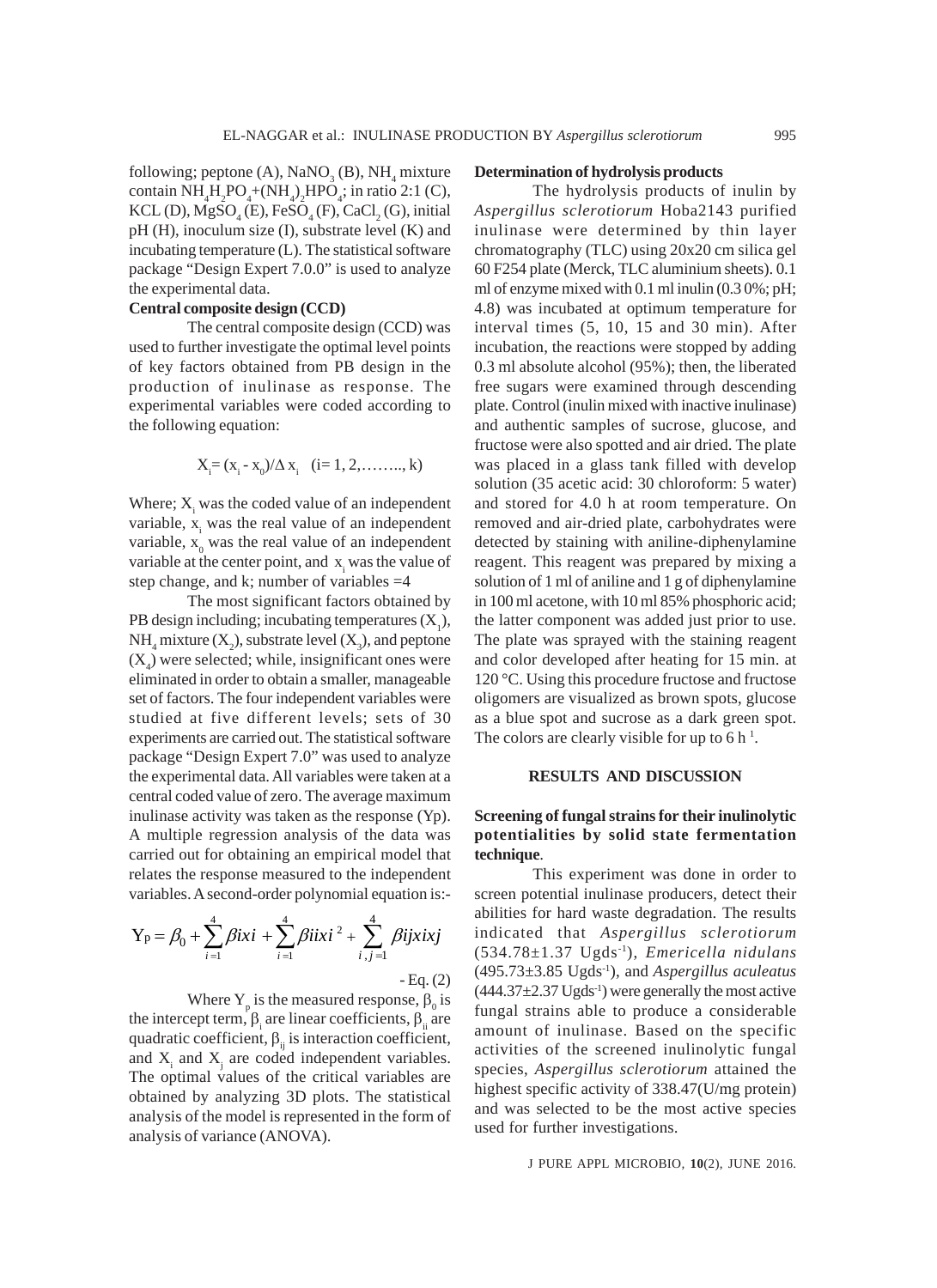following; peptone (A), $NaNO_3$ (B), $NH_4$ mixture contain $NH_4H_2PO_4$+$(NH_4)_2HPO_4$; in ratio 2:1 (C), KCL (D), $MgSO_4$ (E), $FeSO_4$ (F), $CaCl_2$ (G), initial pH (H), inoculum size (I), substrate level (K) and incubating temperature (L). The statistical software package "Design Expert 7.0.0" is used to analyze the experimental data.

**Central composite design (CCD)**

The central composite design (CCD) was used to further investigate the optimal level points of key factors obtained from PB design in the production of inulinase as response. The experimental variables were coded according to the following equation:

$$X_i = (x_i - x_0)/\Delta x_i \quad (i= 1, 2,\ldots\ldots, k)$$

Where; $X_i$ was the coded value of an independent variable, $x_i$ was the real value of an independent variable, $x_0$ was the real value of an independent variable at the center point, and $x_i$ was the value of step change, and k; number of variables =4

The most significant factors obtained by PB design including; incubating temperatures ($X_1$), $NH_4$ mixture ($X_2$), substrate level ($X_3$), and peptone ($X_4$) were selected; while, insignificant ones were eliminated in order to obtain a smaller, manageable set of factors. The four independent variables were studied at five different levels; sets of 30 experiments are carried out. The statistical software package "Design Expert 7.0" was used to analyze the experimental data. All variables were taken at a central coded value of zero. The average maximum inulinase activity was taken as the response (Yp). A multiple regression analysis of the data was carried out for obtaining an empirical model that relates the response measured to the independent variables. A second-order polynomial equation is:-

$$Y_P = \beta_0 + \sum_{i=1}^{4} \beta i x i + \sum_{i=1}^{4} \beta i i x i^2 + \sum_{i,j=1}^{4} \beta i j x i x j \qquad \text{- Eq. (2)}$$

Where $Y_p$ is the measured response, $\beta_0$ is the intercept term, $\beta_i$ are linear coefficients, $\beta_{ii}$ are quadratic coefficient, $\beta_{ij}$ is interaction coefficient, and $X_i$ and $X_j$ are coded independent variables. The optimal values of the critical variables are obtained by analyzing 3D plots. The statistical analysis of the model is represented in the form of analysis of variance (ANOVA).

**Determination of hydrolysis products**

The hydrolysis products of inulin by *Aspergillus sclerotiorum* Hoba2143 purified inulinase were determined by thin layer chromatography (TLC) using 20x20 cm silica gel 60 F254 plate (Merck, TLC aluminium sheets). 0.1 ml of enzyme mixed with 0.1 ml inulin (0.3 0%; pH; 4.8) was incubated at optimum temperature for interval times (5, 10, 15 and 30 min). After incubation, the reactions were stopped by adding 0.3 ml absolute alcohol (95%); then, the liberated free sugars were examined through descending plate. Control (inulin mixed with inactive inulinase) and authentic samples of sucrose, glucose, and fructose were also spotted and air dried. The plate was placed in a glass tank filled with develop solution (35 acetic acid: 30 chloroform: 5 water) and stored for 4.0 h at room temperature. On removed and air-dried plate, carbohydrates were detected by staining with aniline-diphenylamine reagent. This reagent was prepared by mixing a solution of 1 ml of aniline and 1 g of diphenylamine in 100 ml acetone, with 10 ml 85% phosphoric acid; the latter component was added just prior to use. The plate was sprayed with the staining reagent and color developed after heating for 15 min. at 120 °C. Using this procedure fructose and fructose oligomers are visualized as brown spots, glucose as a blue spot and sucrose as a dark green spot. The colors are clearly visible for up to 6 h [1].

## RESULTS AND DISCUSSION

**Screening of fungal strains for their inulinolytic potentialities by solid state fermentation technique**.

This experiment was done in order to screen potential inulinase producers, detect their abilities for hard waste degradation. The results indicated that *Aspergillus sclerotiorum* (534.78±1.37 $Ugds^{-1}$), *Emericella nidulans* (495.73±3.85 $Ugds^{-1}$), and *Aspergillus aculeatus* (444.37±2.37 $Ugds^{-1}$) were generally the most active fungal strains able to produce a considerable amount of inulinase. Based on the specific activities of the screened inulinolytic fungal species, *Aspergillus sclerotiorum* attained the highest specific activity of 338.47(U/mg protein) and was selected to be the most active species used for further investigations.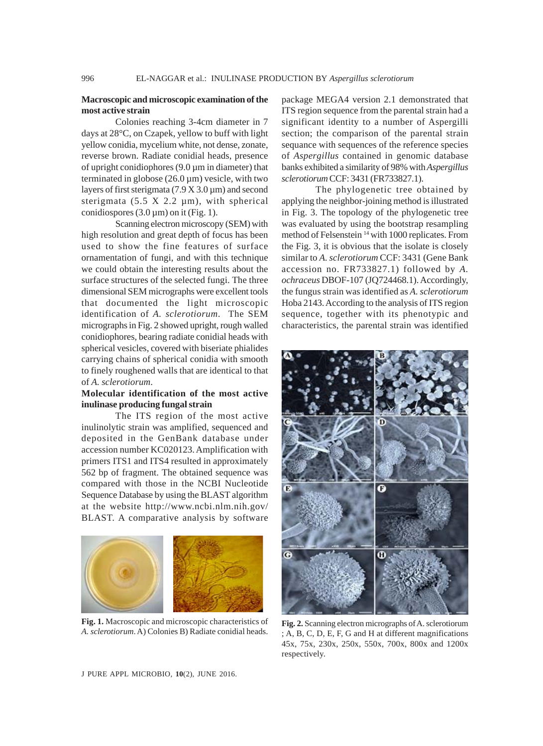### Macroscopic and microscopic examination of the most active strain

Colonies reaching 3-4cm diameter in 7 days at 28°C, on Czapek, yellow to buff with light yellow conidia, mycelium white, not dense, zonate, reverse brown. Radiate conidial heads, presence of upright conidiophores (9.0 µm in diameter) that terminated in globose (26.0 µm) vesicle, with two layers of first sterigmata (7.9 X 3.0 µm) and second sterigmata (5.5 X 2.2 µm), with spherical conidiospores (3.0 µm) on it (Fig. 1).

Scanning electron microscopy (SEM) with high resolution and great depth of focus has been used to show the fine features of surface ornamentation of fungi, and with this technique we could obtain the interesting results about the surface structures of the selected fungi. The three dimensional SEM micrographs were excellent tools that documented the light microscopic identification of *A. sclerotiorum*. The SEM micrographs in Fig. 2 showed upright, rough walled conidiophores, bearing radiate conidial heads with spherical vesicles, covered with biseriate phialides carrying chains of spherical conidia with smooth to finely roughened walls that are identical to that of *A. sclerotiorum*.

### Molecular identification of the most active inulinase producing fungal strain

The ITS region of the most active inulinolytic strain was amplified, sequenced and deposited in the GenBank database under accession number KC020123. Amplification with primers ITS1 and ITS4 resulted in approximately 562 bp of fragment. The obtained sequence was compared with those in the NCBI Nucleotide Sequence Database by using the BLAST algorithm at the website http://www.ncbi.nlm.nih.gov/BLAST. A comparative analysis by software package MEGA4 version 2.1 demonstrated that ITS region sequence from the parental strain had a significant identity to a number of Aspergilli section; the comparison of the parental strain sequance with sequences of the reference species of *Aspergillus* contained in genomic database banks exhibited a similarity of 98% with *Aspergillus sclerotiorum* CCF: 3431 (FR733827.1).

The phylogenetic tree obtained by applying the neighbor-joining method is illustrated in Fig. 3. The topology of the phylogenetic tree was evaluated by using the bootstrap resampling method of Felsenstein [14] with 1000 replicates. From the Fig. 3, it is obvious that the isolate is closely similar to *A. sclerotiorum* CCF: 3431 (Gene Bank accession no. FR733827.1) followed by *A. ochraceus* DBOF-107 (JQ724468.1). Accordingly, the fungus strain was identified as *A. sclerotiorum* Hoba 2143. According to the analysis of ITS region sequence, together with its phenotypic and characteristics, the parental strain was identified

**Fig. 1.** Macroscopic and microscopic characteristics of *A. sclerotiorum*. A) Colonies B) Radiate conidial heads.

**Fig. 2.** Scanning electron micrographs of A. sclerotiorum ; A, B, C, D, E, F, G and H at different magnifications 45x, 75x, 230x, 250x, 550x, 700x, 800x and 1200x respectively.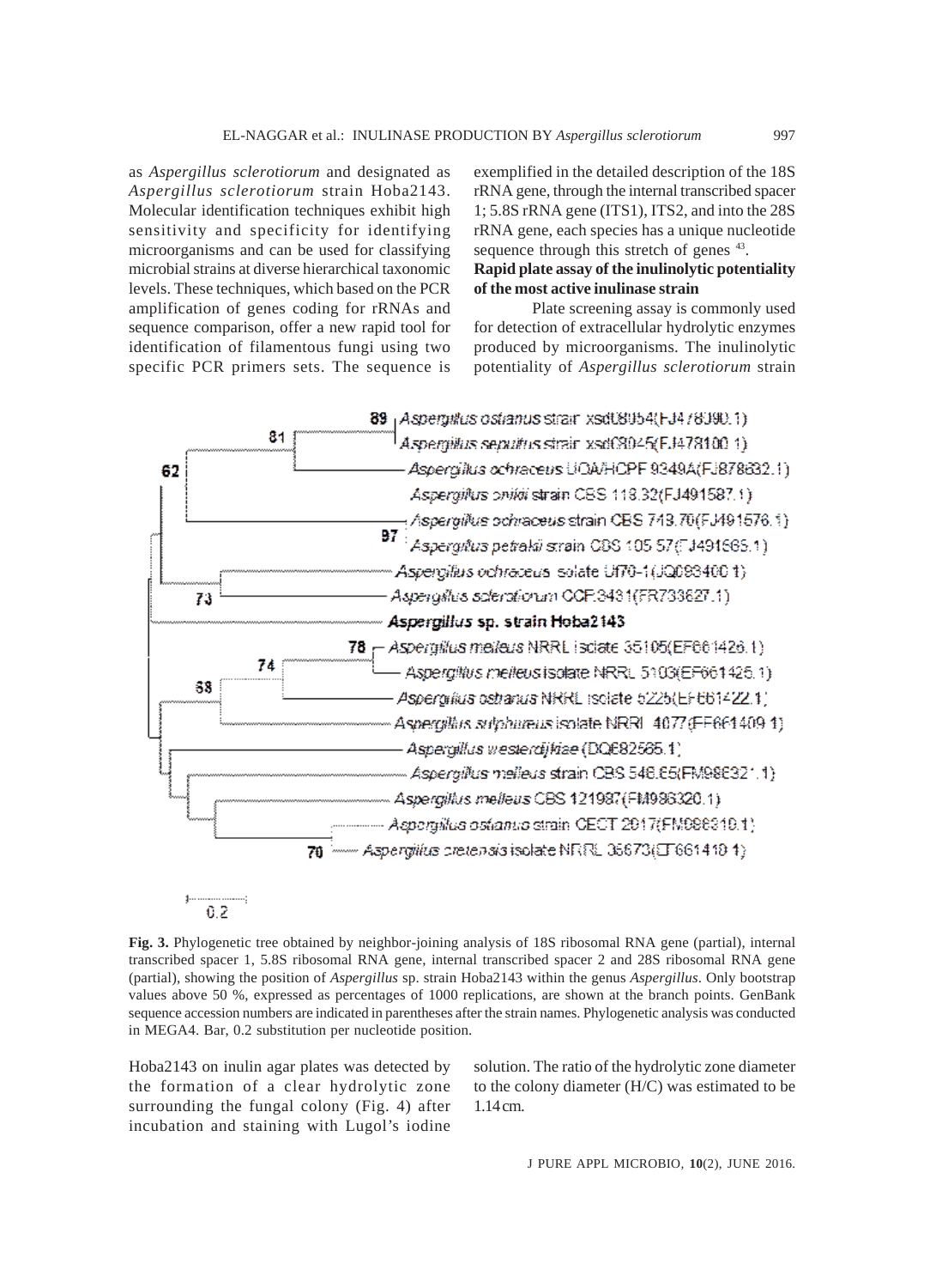as *Aspergillus sclerotiorum* and designated as *Aspergillus sclerotiorum* strain Hoba2143. Molecular identification techniques exhibit high sensitivity and specificity for identifying microorganisms and can be used for classifying microbial strains at diverse hierarchical taxonomic levels. These techniques, which based on the PCR amplification of genes coding for rRNAs and sequence comparison, offer a new rapid tool for identification of filamentous fungi using two specific PCR primers sets. The sequence is exemplified in the detailed description of the 18S rRNA gene, through the internal transcribed spacer 1; 5.8S rRNA gene (ITS1), ITS2, and into the 28S rRNA gene, each species has a unique nucleotide sequence through this stretch of genes [43].

**Rapid plate assay of the inulinolytic potentiality of the most active inulinase strain**

Plate screening assay is commonly used for detection of extracellular hydrolytic enzymes produced by microorganisms. The inulinolytic potentiality of *Aspergillus sclerotiorum* strain Hoba2143 on inulin agar plates was detected by the formation of a clear hydrolytic zone surrounding the fungal colony (Fig. 4) after incubation and staining with Lugol's iodine solution. The ratio of the hydrolytic zone diameter to the colony diameter (H/C) was estimated to be 1.14 cm.

**Fig. 3.** Phylogenetic tree obtained by neighbor-joining analysis of 18S ribosomal RNA gene (partial), internal transcribed spacer 1, 5.8S ribosomal RNA gene, internal transcribed spacer 2 and 28S ribosomal RNA gene (partial), showing the position of *Aspergillus* sp. strain Hoba2143 within the genus *Aspergillus*. Only bootstrap values above 50 %, expressed as percentages of 1000 replications, are shown at the branch points. GenBank sequence accession numbers are indicated in parentheses after the strain names. Phylogenetic analysis was conducted in MEGA4. Bar, 0.2 substitution per nucleotide position.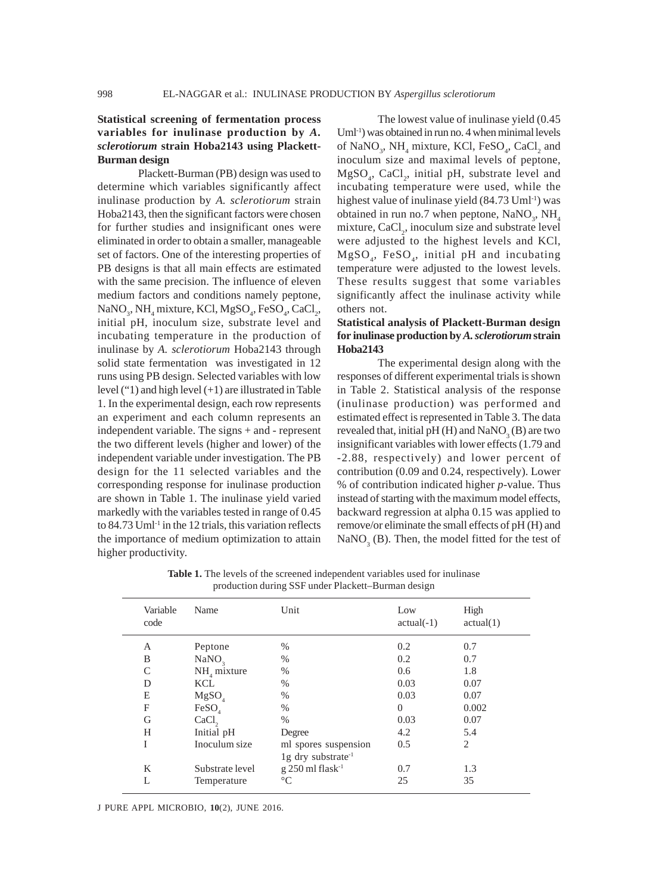### Statistical screening of fermentation process variables for inulinase production by *A. sclerotiorum* strain Hoba2143 using Plackett-Burman design

Plackett-Burman (PB) design was used to determine which variables significantly affect inulinase production by *A. sclerotiorum* strain Hoba2143, then the significant factors were chosen for further studies and insignificant ones were eliminated in order to obtain a smaller, manageable set of factors. One of the interesting properties of PB designs is that all main effects are estimated with the same precision. The influence of eleven medium factors and conditions namely peptone, $NaNO_3$, $NH_4$ mixture, KCl, $MgSO_4$, $FeSO_4$, $CaCl_2$, initial pH, inoculum size, substrate level and incubating temperature in the production of inulinase by *A. sclerotiorum* Hoba2143 through solid state fermentation was investigated in 12 runs using PB design. Selected variables with low level ("1) and high level (+1) are illustrated in Table 1. In the experimental design, each row represents an experiment and each column represents an independent variable. The signs + and - represent the two different levels (higher and lower) of the independent variable under investigation. The PB design for the 11 selected variables and the corresponding response for inulinase production are shown in Table 1. The inulinase yield varied markedly with the variables tested in range of 0.45 to 84.73 $Uml^{-1}$ in the 12 trials, this variation reflects the importance of medium optimization to attain higher productivity.

The lowest value of inulinase yield (0.45 $Uml^{-1}$) was obtained in run no. 4 when minimal levels of $NaNO_3$, $NH_4$ mixture, KCl, $FeSO_4$, $CaCl_2$ and inoculum size and maximal levels of peptone, $MgSO_4$, $CaCl_2$, initial pH, substrate level and incubating temperature were used, while the highest value of inulinase yield (84.73 $Uml^{-1}$) was obtained in run no.7 when peptone, $NaNO_3$, $NH_4$ mixture, $CaCl_2$, inoculum size and substrate level were adjusted to the highest levels and KCl, $MgSO_4$, $FeSO_4$, initial pH and incubating temperature were adjusted to the lowest levels. These results suggest that some variables significantly affect the inulinase activity while others not.

### Statistical analysis of Plackett-Burman design for inulinase production by *A. sclerotiorum* strain Hoba2143

The experimental design along with the responses of different experimental trials is shown in Table 2. Statistical analysis of the response (inulinase production) was performed and estimated effect is represented in Table 3. The data revealed that, initial pH (H) and $NaNO_3$ (B) are two insignificant variables with lower effects (1.79 and -2.88, respectively) and lower percent of contribution (0.09 and 0.24, respectively). Lower % of contribution indicated higher *p*-value. Thus instead of starting with the maximum model effects, backward regression at alpha 0.15 was applied to remove/or eliminate the small effects of pH (H) and $NaNO_3$ (B). Then, the model fitted for the test of

**Table 1.** The levels of the screened independent variables used for inulinase production during SSF under Plackett–Burman design

| Variable code | Name | Unit | Low actual(-1) | High actual(1) |
|---|---|---|---|---|
| A | Peptone | % | 0.2 | 0.7 |
| B | $NaNO_3$ | % | 0.2 | 0.7 |
| C | $NH_4$ mixture | % | 0.6 | 1.8 |
| D | KCL | % | 0.03 | 0.07 |
| E | $MgSO_4$ | % | 0.03 | 0.07 |
| F | $FeSO_4$ | % | 0 | 0.002 |
| G | $CaCl_2$ | % | 0.03 | 0.07 |
| H | Initial pH | Degree | 4.2 | 5.4 |
| I | Inoculum size | ml spores suspension 1g dry substrate$^{-1}$ | 0.5 | 2 |
| K | Substrate level | g 250 ml flask$^{-1}$ | 0.7 | 1.3 |
| L | Temperature | °C | 25 | 35 |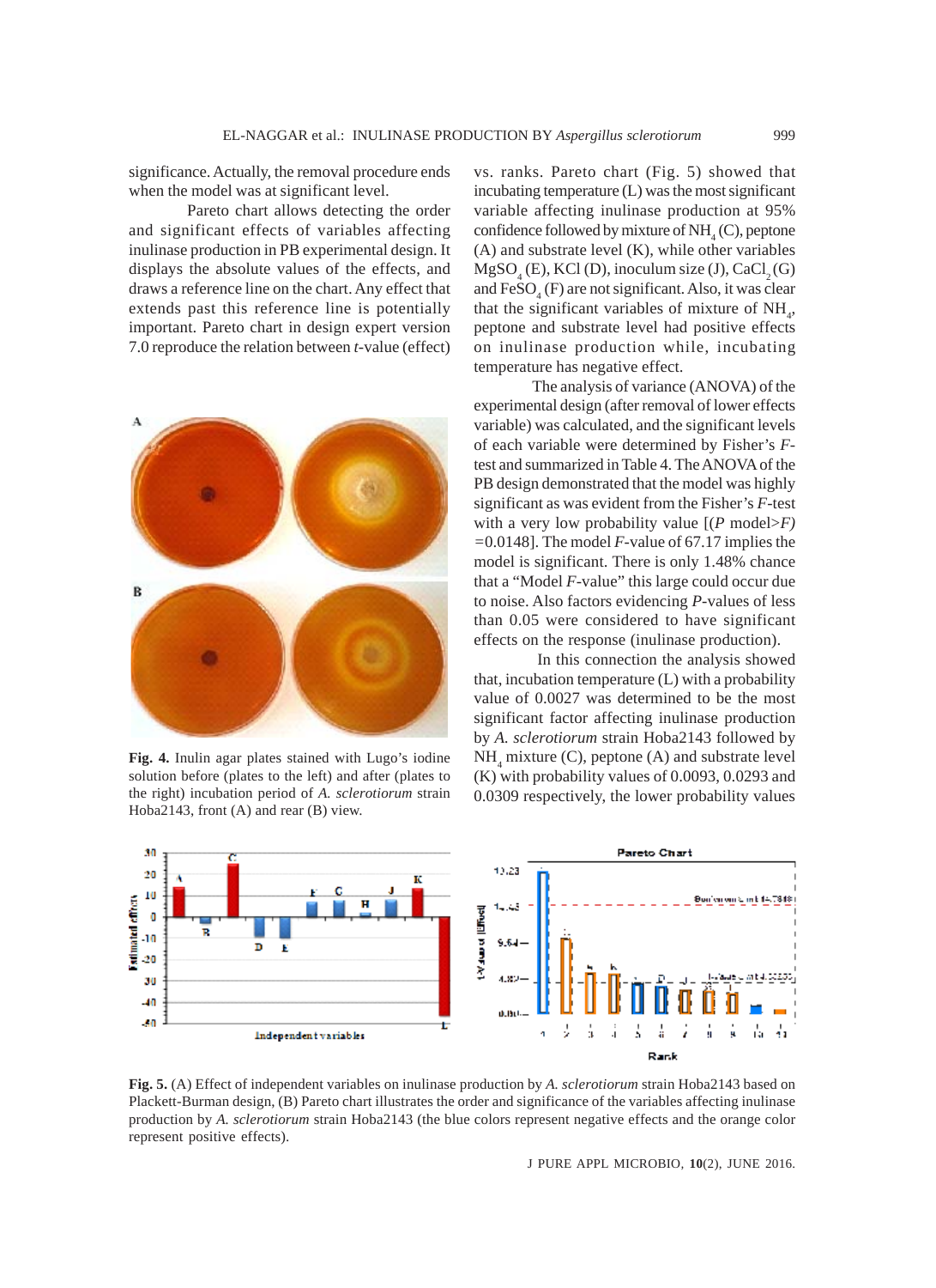significance. Actually, the removal procedure ends when the model was at significant level.

Pareto chart allows detecting the order and significant effects of variables affecting inulinase production in PB experimental design. It displays the absolute values of the effects, and draws a reference line on the chart. Any effect that extends past this reference line is potentially important. Pareto chart in design expert version 7.0 reproduce the relation between *t*-value (effect) vs. ranks. Pareto chart (Fig. 5) showed that incubating temperature (L) was the most significant variable affecting inulinase production at 95% confidence followed by mixture of $NH_4$ (C), peptone (A) and substrate level (K), while other variables $MgSO_4$ (E), KCl (D), inoculum size (J), $CaCl_2$ (G) and $FeSO_4$ (F) are not significant. Also, it was clear that the significant variables of mixture of $NH_4$, peptone and substrate level had positive effects on inulinase production while, incubating temperature has negative effect.

**Fig. 4.** Inulin agar plates stained with Lugo's iodine solution before (plates to the left) and after (plates to the right) incubation period of *A. sclerotiorum* strain Hoba2143, front (A) and rear (B) view.

The analysis of variance (ANOVA) of the experimental design (after removal of lower effects variable) was calculated, and the significant levels of each variable were determined by Fisher's *F*-test and summarized in Table 4. The ANOVA of the PB design demonstrated that the model was highly significant as was evident from the Fisher's *F*-test with a very low probability value [($P$ model>$F$) =0.0148]. The model *F*-value of 67.17 implies the model is significant. There is only 1.48% chance that a "Model *F*-value" this large could occur due to noise. Also factors evidencing *P*-values of less than 0.05 were considered to have significant effects on the response (inulinase production).

In this connection the analysis showed that, incubation temperature (L) with a probability value of 0.0027 was determined to be the most significant factor affecting inulinase production by *A. sclerotiorum* strain Hoba2143 followed by $NH_4$ mixture (C), peptone (A) and substrate level (K) with probability values of 0.0093, 0.0293 and 0.0309 respectively, the lower probability values

**Fig. 5.** (A) Effect of independent variables on inulinase production by *A. sclerotiorum* strain Hoba2143 based on Plackett-Burman design, (B) Pareto chart illustrates the order and significance of the variables affecting inulinase production by *A. sclerotiorum* strain Hoba2143 (the blue colors represent negative effects and the orange color represent positive effects).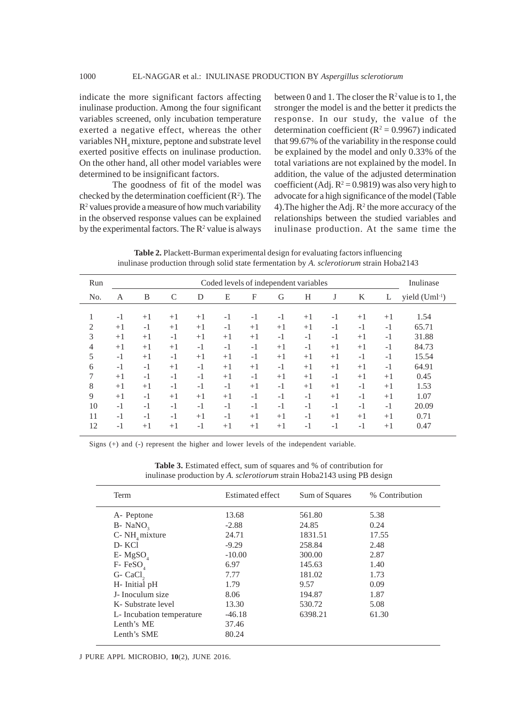indicate the more significant factors affecting inulinase production. Among the four significant variables screened, only incubation temperature exerted a negative effect, whereas the other variables $NH_4$ mixture, peptone and substrate level exerted positive effects on inulinase production. On the other hand, all other model variables were determined to be insignificant factors.

The goodness of fit of the model was checked by the determination coefficient ($R^2$). The $R^2$ values provide a measure of how much variability in the observed response values can be explained by the experimental factors. The $R^2$ value is always between 0 and 1. The closer the $R^2$ value is to 1, the stronger the model is and the better it predicts the response. In our study, the value of the determination coefficient ($R^2 = 0.9967$) indicated that 99.67% of the variability in the response could be explained by the model and only 0.33% of the total variations are not explained by the model. In addition, the value of the adjusted determination coefficient (Adj. $R^2 = 0.9819$) was also very high to advocate for a high significance of the model (Table 4).The higher the Adj. $R^2$ the more accuracy of the relationships between the studied variables and inulinase production. At the same time the

**Table 2.** Plackett-Burman experimental design for evaluating factors influencing inulinase production through solid state fermentation by *A. sclerotiorum* strain Hoba2143

| Run | Coded levels of independent variables | | | | | | | | | | | Inulinase |
|---|---|---|---|---|---|---|---|---|---|---|---|---|
| No. | A | B | C | D | E | F | G | H | J | K | L | yield ($Uml^{-1}$) |
| 1 | -1 | +1 | +1 | +1 | -1 | -1 | -1 | +1 | -1 | +1 | +1 | 1.54 |
| 2 | +1 | -1 | +1 | +1 | -1 | +1 | +1 | +1 | -1 | -1 | -1 | 65.71 |
| 3 | +1 | +1 | -1 | +1 | +1 | +1 | -1 | -1 | -1 | +1 | -1 | 31.88 |
| 4 | +1 | +1 | +1 | -1 | -1 | -1 | +1 | -1 | +1 | +1 | -1 | 84.73 |
| 5 | -1 | +1 | -1 | +1 | +1 | -1 | +1 | +1 | +1 | -1 | -1 | 15.54 |
| 6 | -1 | -1 | +1 | -1 | +1 | +1 | -1 | +1 | +1 | +1 | -1 | 64.91 |
| 7 | +1 | -1 | -1 | -1 | +1 | -1 | +1 | +1 | -1 | +1 | +1 | 0.45 |
| 8 | +1 | +1 | -1 | -1 | -1 | +1 | -1 | +1 | +1 | -1 | +1 | 1.53 |
| 9 | +1 | -1 | +1 | +1 | +1 | -1 | -1 | -1 | +1 | -1 | +1 | 1.07 |
| 10 | -1 | -1 | -1 | -1 | -1 | -1 | -1 | -1 | -1 | -1 | -1 | 20.09 |
| 11 | -1 | -1 | -1 | +1 | -1 | +1 | +1 | -1 | +1 | +1 | +1 | 0.71 |
| 12 | -1 | +1 | +1 | -1 | +1 | +1 | +1 | -1 | -1 | -1 | +1 | 0.47 |

Signs (+) and (-) represent the higher and lower levels of the independent variable.

**Table 3.** Estimated effect, sum of squares and % of contribution for inulinase production by *A. sclerotiorum* strain Hoba2143 using PB design

| Term | Estimated effect | Sum of Squares | % Contribution |
|---|---|---|---|
| A- Peptone | 13.68 | 561.80 | 5.38 |
| B- $NaNO_3$ | -2.88 | 24.85 | 0.24 |
| C- $NH_4$ mixture | 24.71 | 1831.51 | 17.55 |
| D- KCl | -9.29 | 258.84 | 2.48 |
| E- $MgSO_4$ | -10.00 | 300.00 | 2.87 |
| F- $FeSO_4$ | 6.97 | 145.63 | 1.40 |
| G- $CaCl_2$ | 7.77 | 181.02 | 1.73 |
| H- Initial pH | 1.79 | 9.57 | 0.09 |
| J- Inoculum size | 8.06 | 194.87 | 1.87 |
| K- Substrate level | 13.30 | 530.72 | 5.08 |
| L- Incubation temperature | -46.18 | 6398.21 | 61.30 |
| Lenth's ME | 37.46 | | |
| Lenth's SME | 80.24 | | |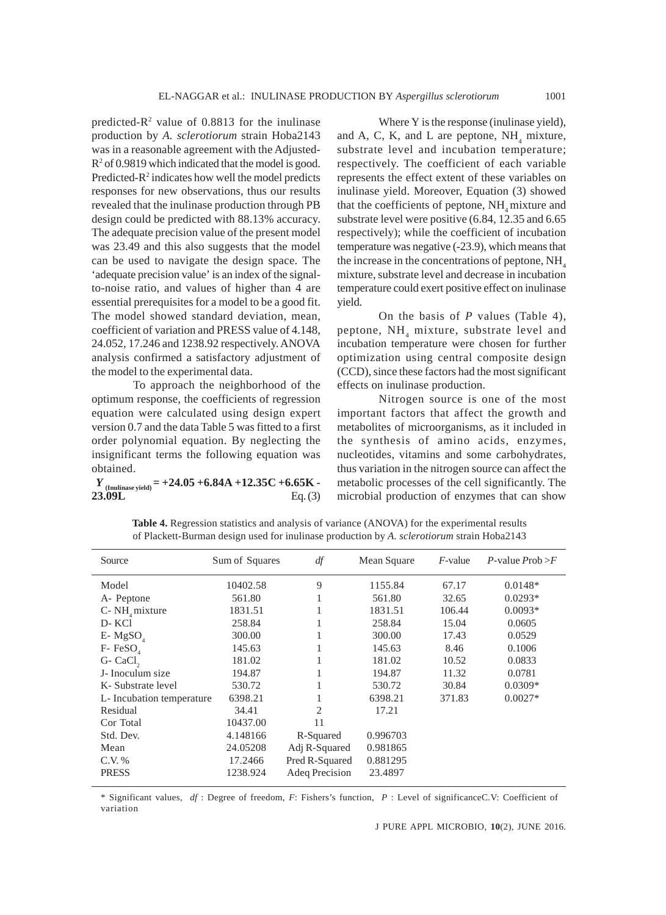predicted-$R^2$ value of 0.8813 for the inulinase production by *A. sclerotiorum* strain Hoba2143 was in a reasonable agreement with the Adjusted-$R^2$ of 0.9819 which indicated that the model is good. Predicted-$R^2$ indicates how well the model predicts responses for new observations, thus our results revealed that the inulinase production through PB design could be predicted with 88.13% accuracy. The adequate precision value of the present model was 23.49 and this also suggests that the model can be used to navigate the design space. The 'adequate precision value' is an index of the signal-to-noise ratio, and values of higher than 4 are essential prerequisites for a model to be a good fit. The model showed standard deviation, mean, coefficient of variation and PRESS value of 4.148, 24.052, 17.246 and 1238.92 respectively. ANOVA analysis confirmed a satisfactory adjustment of the model to the experimental data.

To approach the neighborhood of the optimum response, the coefficients of regression equation were calculated using design expert version 0.7 and the data Table 5 was fitted to a first order polynomial equation. By neglecting the insignificant terms the following equation was obtained.

$$Y_{\text{(Inulinase yield)}} = +24.05 + 6.84A + 12.35C + 6.65K - 23.09L \quad \text{Eq. (3)}$$

Where Y is the response (inulinase yield), and A, C, K, and L are peptone, $NH_4$ mixture, substrate level and incubation temperature; respectively. The coefficient of each variable represents the effect extent of these variables on inulinase yield. Moreover, Equation (3) showed that the coefficients of peptone, $NH_4$ mixture and substrate level were positive (6.84, 12.35 and 6.65 respectively); while the coefficient of incubation temperature was negative (-23.9), which means that the increase in the concentrations of peptone, $NH_4$ mixture, substrate level and decrease in incubation temperature could exert positive effect on inulinase yield.

On the basis of *P* values (Table 4), peptone, $NH_4$ mixture, substrate level and incubation temperature were chosen for further optimization using central composite design (CCD), since these factors had the most significant effects on inulinase production.

Nitrogen source is one of the most important factors that affect the growth and metabolites of microorganisms, as it included in the synthesis of amino acids, enzymes, nucleotides, vitamins and some carbohydrates, thus variation in the nitrogen source can affect the metabolic processes of the cell significantly. The microbial production of enzymes that can show

**Table 4.** Regression statistics and analysis of variance (ANOVA) for the experimental results of Plackett-Burman design used for inulinase production by *A. sclerotiorum* strain Hoba2143

| Source | Sum of Squares | *df* | Mean Square | *F*-value | *P*-value Prob >*F* |
|---|---|---|---|---|---|
| Model | 10402.58 | 9 | 1155.84 | 67.17 | 0.0148* |
| A- Peptone | 561.80 | 1 | 561.80 | 32.65 | 0.0293* |
| C- $NH_4$ mixture | 1831.51 | 1 | 1831.51 | 106.44 | 0.0093* |
| D- KCl | 258.84 | 1 | 258.84 | 15.04 | 0.0605 |
| E- $MgSO_4$ | 300.00 | 1 | 300.00 | 17.43 | 0.0529 |
| F- $FeSO_4$ | 145.63 | 1 | 145.63 | 8.46 | 0.1006 |
| G- $CaCl_2$ | 181.02 | 1 | 181.02 | 10.52 | 0.0833 |
| J- Inoculum size | 194.87 | 1 | 194.87 | 11.32 | 0.0781 |
| K- Substrate level | 530.72 | 1 | 530.72 | 30.84 | 0.0309* |
| L- Incubation temperature | 6398.21 | 1 | 6398.21 | 371.83 | 0.0027* |
| Residual | 34.41 | 2 | 17.21 | | |
| Cor Total | 10437.00 | 11 | | | |
| Std. Dev. | 4.148166 | R-Squared | 0.996703 | | |
| Mean | 24.05208 | Adj R-Squared | 0.981865 | | |
| C.V. % | 17.2466 | Pred R-Squared | 0.881295 | | |
| PRESS | 1238.924 | Adeq Precision | 23.4897 | | |

\* Significant values, *df* : Degree of freedom, *F*: Fishers's function, *P* : Level of significanceC.V: Coefficient of variation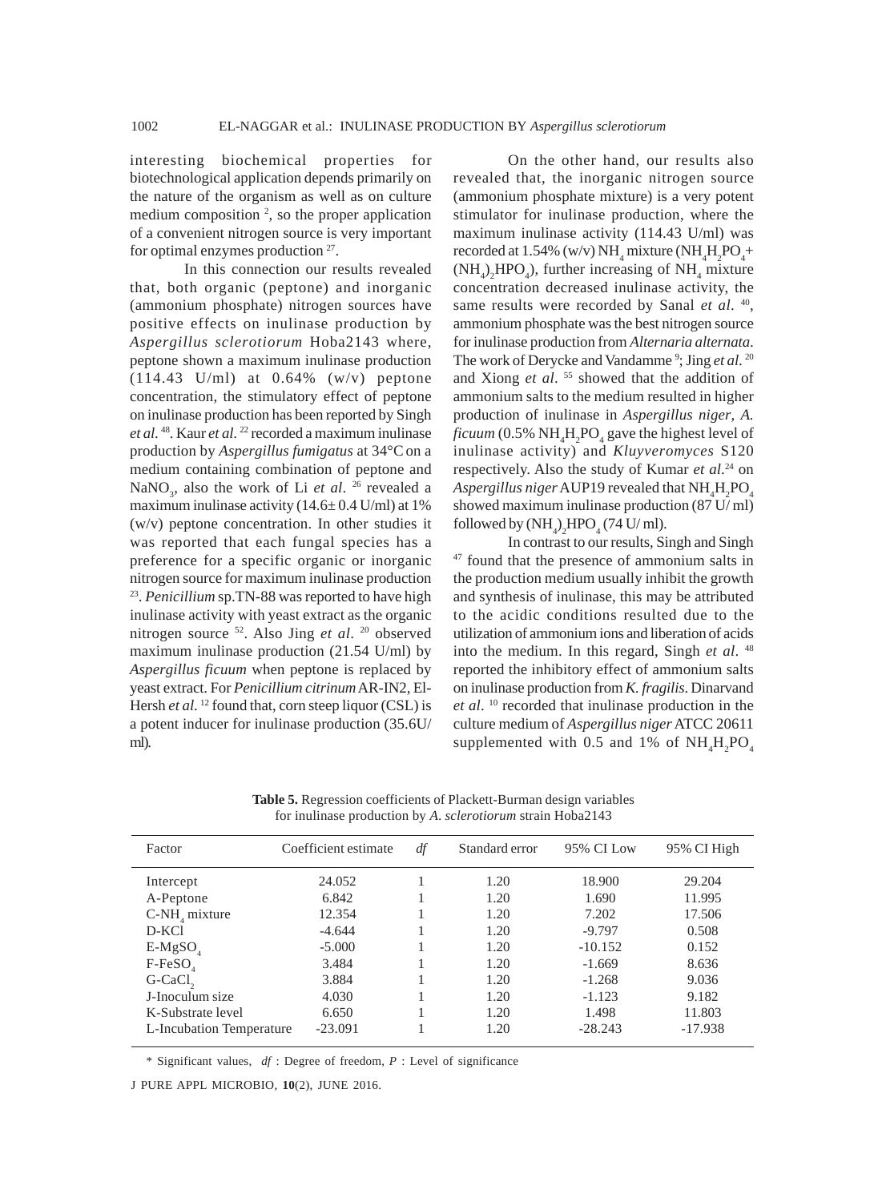interesting biochemical properties for biotechnological application depends primarily on the nature of the organism as well as on culture medium composition [2], so the proper application of a convenient nitrogen source is very important for optimal enzymes production [27].

In this connection our results revealed that, both organic (peptone) and inorganic (ammonium phosphate) nitrogen sources have positive effects on inulinase production by *Aspergillus sclerotiorum* Hoba2143 where, peptone shown a maximum inulinase production (114.43 U/ml) at 0.64% (w/v) peptone concentration, the stimulatory effect of peptone on inulinase production has been reported by Singh *et al.* [48]. Kaur *et al.* [22] recorded a maximum inulinase production by *Aspergillus fumigatus* at 34°C on a medium containing combination of peptone and $NaNO_3$, also the work of Li *et al.* [26] revealed a maximum inulinase activity (14.6± 0.4 U/ml) at 1% (w/v) peptone concentration. In other studies it was reported that each fungal species has a preference for a specific organic or inorganic nitrogen source for maximum inulinase production [23]. *Penicillium* sp.TN-88 was reported to have high inulinase activity with yeast extract as the organic nitrogen source [52]. Also Jing *et al.* [20] observed maximum inulinase production (21.54 U/ml) by *Aspergillus ficuum* when peptone is replaced by yeast extract. For *Penicillium citrinum* AR-IN2, El-Hersh *et al.* [12] found that, corn steep liquor (CSL) is a potent inducer for inulinase production (35.6U/ml).

On the other hand, our results also revealed that, the inorganic nitrogen source (ammonium phosphate mixture) is a very potent stimulator for inulinase production, where the maximum inulinase activity (114.43 U/ml) was recorded at 1.54% (w/v) $NH_4$ mixture ($NH_4H_2PO_4$+ $(NH_4)_2HPO_4$), further increasing of $NH_4$ mixture concentration decreased inulinase activity, the same results were recorded by Sanal *et al.* [40], ammonium phosphate was the best nitrogen source for inulinase production from *Alternaria alternata*. The work of Derycke and Vandamme [9]; Jing *et al.* [20] and Xiong *et al.* [55] showed that the addition of ammonium salts to the medium resulted in higher production of inulinase in *Aspergillus niger*, *A. ficuum* (0.5% $NH_4H_2PO_4$ gave the highest level of inulinase activity) and *Kluyveromyces* S120 respectively. Also the study of Kumar *et al.*[24] on *Aspergillus niger* AUP19 revealed that $NH_4H_2PO_4$ showed maximum inulinase production (87 U/ ml) followed by $(NH_4)_2HPO_4$ (74 U/ ml).

In contrast to our results, Singh and Singh [47] found that the presence of ammonium salts in the production medium usually inhibit the growth and synthesis of inulinase, this may be attributed to the acidic conditions resulted due to the utilization of ammonium ions and liberation of acids into the medium. In this regard, Singh *et al.* [48] reported the inhibitory effect of ammonium salts on inulinase production from *K. fragilis*. Dinarvand *et al.* [10] recorded that inulinase production in the culture medium of *Aspergillus niger* ATCC 20611 supplemented with 0.5 and 1% of $NH_4H_2PO_4$

**Table 5.** Regression coefficients of Plackett-Burman design variables for inulinase production by *A. sclerotiorum* strain Hoba2143

| Factor | Coefficient estimate | *df* | Standard error | 95% CI Low | 95% CI High |
|---|---|---|---|---|---|
| Intercept | 24.052 | 1 | 1.20 | 18.900 | 29.204 |
| A-Peptone | 6.842 | 1 | 1.20 | 1.690 | 11.995 |
| C-$NH_4$ mixture | 12.354 | 1 | 1.20 | 7.202 | 17.506 |
| D-KCl | -4.644 | 1 | 1.20 | -9.797 | 0.508 |
| E-$MgSO_4$ | -5.000 | 1 | 1.20 | -10.152 | 0.152 |
| F-$FeSO_4$ | 3.484 | 1 | 1.20 | -1.669 | 8.636 |
| G-$CaCl_2$ | 3.884 | 1 | 1.20 | -1.268 | 9.036 |
| J-Inoculum size | 4.030 | 1 | 1.20 | -1.123 | 9.182 |
| K-Substrate level | 6.650 | 1 | 1.20 | 1.498 | 11.803 |
| L-Incubation Temperature | -23.091 | 1 | 1.20 | -28.243 | -17.938 |

\* Significant values, *df* : Degree of freedom, *P* : Level of significance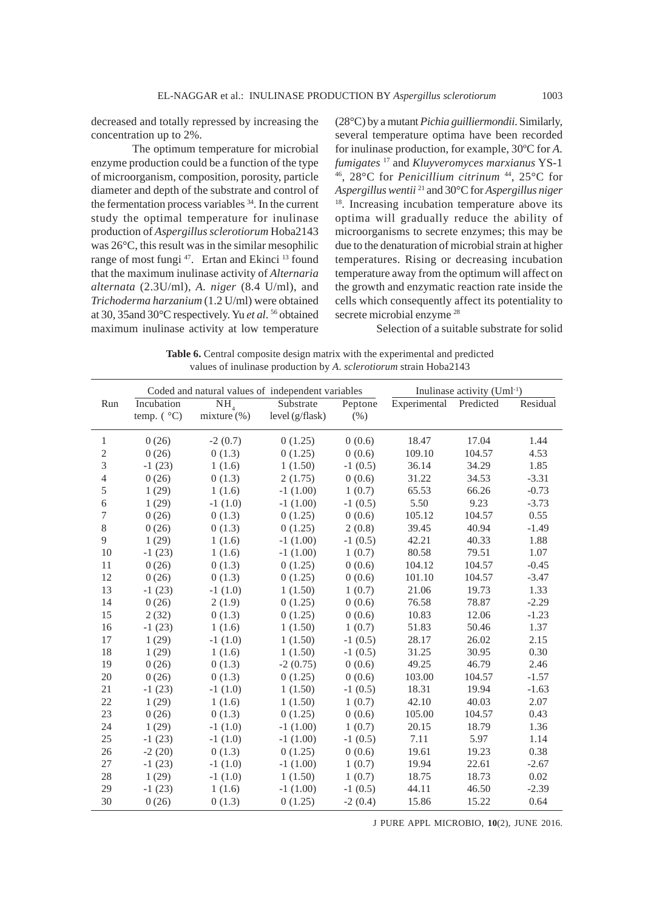decreased and totally repressed by increasing the concentration up to 2%.

The optimum temperature for microbial enzyme production could be a function of the type of microorganism, composition, porosity, particle diameter and depth of the substrate and control of the fermentation process variables [34]. In the current study the optimal temperature for inulinase production of *Aspergillus sclerotiorum* Hoba2143 was 26°C, this result was in the similar mesophilic range of most fungi [47]. Ertan and Ekinci [13] found that the maximum inulinase activity of *Alternaria alternata* (2.3U/ml), *A. niger* (8.4 U/ml), and *Trichoderma harzanium* (1.2 U/ml) were obtained at 30, 35and 30°C respectively. Yu *et al.* [56] obtained maximum inulinase activity at low temperature (28°C) by a mutant *Pichia guilliermondii*. Similarly, several temperature optima have been recorded for inulinase production, for example, 30ºC for *A. fumigates* [17] and *Kluyveromyces marxianus* YS-1 [46], 28°C for *Penicillium citrinum* [44], 25°C for *Aspergillus wentii* [21] and 30°C for *Aspergillus niger* [18]. Increasing incubation temperature above its optima will gradually reduce the ability of microorganisms to secrete enzymes; this may be due to the denaturation of microbial strain at higher temperatures. Rising or decreasing incubation temperature away from the optimum will affect on the growth and enzymatic reaction rate inside the cells which consequently affect its potentiality to secrete microbial enzyme [28]

Selection of a suitable substrate for solid

**Table 6.** Central composite design matrix with the experimental and predicted values of inulinase production by *A. sclerotiorum* strain Hoba2143

| Run | Coded and natural values of independent variables | | | | Inulinase activity ($Uml^{-1}$) | | |
|---|---|---|---|---|---|---|---|
| | Incubation temp. ( °C) | $NH_4$ mixture (%) | Substrate level (g/flask) | Peptone (%) | Experimental | Predicted | Residual |
| 1 | 0 (26) | -2 (0.7) | 0 (1.25) | 0 (0.6) | 18.47 | 17.04 | 1.44 |
| 2 | 0 (26) | 0 (1.3) | 0 (1.25) | 0 (0.6) | 109.10 | 104.57 | 4.53 |
| 3 | -1 (23) | 1 (1.6) | 1 (1.50) | -1 (0.5) | 36.14 | 34.29 | 1.85 |
| 4 | 0 (26) | 0 (1.3) | 2 (1.75) | 0 (0.6) | 31.22 | 34.53 | -3.31 |
| 5 | 1 (29) | 1 (1.6) | -1 (1.00) | 1 (0.7) | 65.53 | 66.26 | -0.73 |
| 6 | 1 (29) | -1 (1.0) | -1 (1.00) | -1 (0.5) | 5.50 | 9.23 | -3.73 |
| 7 | 0 (26) | 0 (1.3) | 0 (1.25) | 0 (0.6) | 105.12 | 104.57 | 0.55 |
| 8 | 0 (26) | 0 (1.3) | 0 (1.25) | 2 (0.8) | 39.45 | 40.94 | -1.49 |
| 9 | 1 (29) | 1 (1.6) | -1 (1.00) | -1 (0.5) | 42.21 | 40.33 | 1.88 |
| 10 | -1 (23) | 1 (1.6) | -1 (1.00) | 1 (0.7) | 80.58 | 79.51 | 1.07 |
| 11 | 0 (26) | 0 (1.3) | 0 (1.25) | 0 (0.6) | 104.12 | 104.57 | -0.45 |
| 12 | 0 (26) | 0 (1.3) | 0 (1.25) | 0 (0.6) | 101.10 | 104.57 | -3.47 |
| 13 | -1 (23) | -1 (1.0) | 1 (1.50) | 1 (0.7) | 21.06 | 19.73 | 1.33 |
| 14 | 0 (26) | 2 (1.9) | 0 (1.25) | 0 (0.6) | 76.58 | 78.87 | -2.29 |
| 15 | 2 (32) | 0 (1.3) | 0 (1.25) | 0 (0.6) | 10.83 | 12.06 | -1.23 |
| 16 | -1 (23) | 1 (1.6) | 1 (1.50) | 1 (0.7) | 51.83 | 50.46 | 1.37 |
| 17 | 1 (29) | -1 (1.0) | 1 (1.50) | -1 (0.5) | 28.17 | 26.02 | 2.15 |
| 18 | 1 (29) | 1 (1.6) | 1 (1.50) | -1 (0.5) | 31.25 | 30.95 | 0.30 |
| 19 | 0 (26) | 0 (1.3) | -2 (0.75) | 0 (0.6) | 49.25 | 46.79 | 2.46 |
| 20 | 0 (26) | 0 (1.3) | 0 (1.25) | 0 (0.6) | 103.00 | 104.57 | -1.57 |
| 21 | -1 (23) | -1 (1.0) | 1 (1.50) | -1 (0.5) | 18.31 | 19.94 | -1.63 |
| 22 | 1 (29) | 1 (1.6) | 1 (1.50) | 1 (0.7) | 42.10 | 40.03 | 2.07 |
| 23 | 0 (26) | 0 (1.3) | 0 (1.25) | 0 (0.6) | 105.00 | 104.57 | 0.43 |
| 24 | 1 (29) | -1 (1.0) | -1 (1.00) | 1 (0.7) | 20.15 | 18.79 | 1.36 |
| 25 | -1 (23) | -1 (1.0) | -1 (1.00) | -1 (0.5) | 7.11 | 5.97 | 1.14 |
| 26 | -2 (20) | 0 (1.3) | 0 (1.25) | 0 (0.6) | 19.61 | 19.23 | 0.38 |
| 27 | -1 (23) | -1 (1.0) | -1 (1.00) | 1 (0.7) | 19.94 | 22.61 | -2.67 |
| 28 | 1 (29) | -1 (1.0) | 1 (1.50) | 1 (0.7) | 18.75 | 18.73 | 0.02 |
| 29 | -1 (23) | 1 (1.6) | -1 (1.00) | -1 (0.5) | 44.11 | 46.50 | -2.39 |
| 30 | 0 (26) | 0 (1.3) | 0 (1.25) | -2 (0.4) | 15.86 | 15.22 | 0.64 |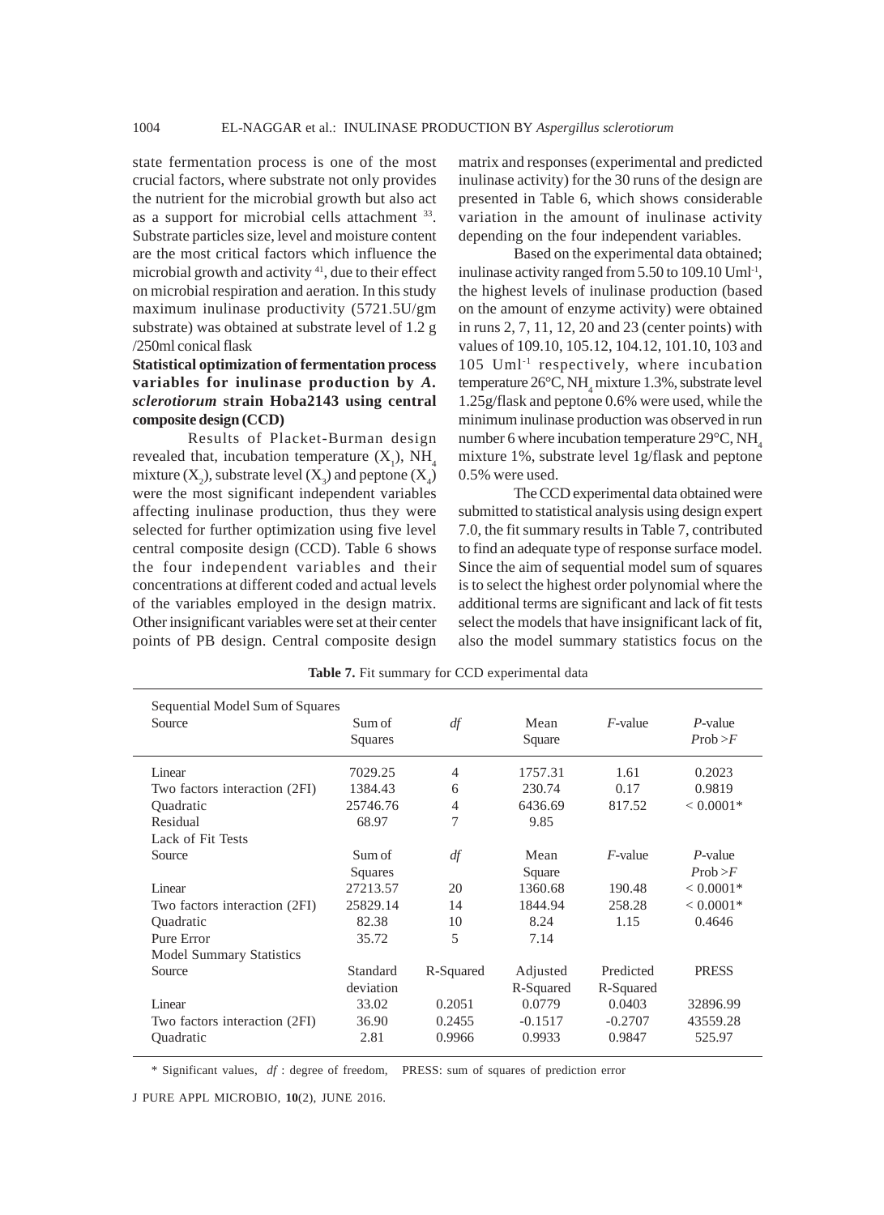state fermentation process is one of the most crucial factors, where substrate not only provides the nutrient for the microbial growth but also act as a support for microbial cells attachment [33]. Substrate particles size, level and moisture content are the most critical factors which influence the microbial growth and activity [41], due to their effect on microbial respiration and aeration. In this study maximum inulinase productivity (5721.5U/gm substrate) was obtained at substrate level of 1.2 g /250ml conical flask

**Statistical optimization of fermentation process variables for inulinase production by *A. sclerotiorum* strain Hoba2143 using central composite design (CCD)**

Results of Placket-Burman design revealed that, incubation temperature ($X_1$), $NH_4$ mixture ($X_2$), substrate level ($X_3$) and peptone ($X_4$) were the most significant independent variables affecting inulinase production, thus they were selected for further optimization using five level central composite design (CCD). Table 6 shows the four independent variables and their concentrations at different coded and actual levels of the variables employed in the design matrix. Other insignificant variables were set at their center points of PB design. Central composite design matrix and responses (experimental and predicted inulinase activity) for the 30 runs of the design are presented in Table 6, which shows considerable variation in the amount of inulinase activity depending on the four independent variables.

Based on the experimental data obtained; inulinase activity ranged from 5.50 to 109.10 $Uml^{-1}$, the highest levels of inulinase production (based on the amount of enzyme activity) were obtained in runs 2, 7, 11, 12, 20 and 23 (center points) with values of 109.10, 105.12, 104.12, 101.10, 103 and 105 $Uml^{-1}$ respectively, where incubation temperature 26°C, $NH_4$ mixture 1.3%, substrate level 1.25g/flask and peptone 0.6% were used, while the minimum inulinase production was observed in run number 6 where incubation temperature 29°C, $NH_4$ mixture 1%, substrate level 1g/flask and peptone 0.5% were used.

The CCD experimental data obtained were submitted to statistical analysis using design expert 7.0, the fit summary results in Table 7, contributed to find an adequate type of response surface model. Since the aim of sequential model sum of squares is to select the highest order polynomial where the additional terms are significant and lack of fit tests select the models that have insignificant lack of fit, also the model summary statistics focus on the

**Table 7.** Fit summary for CCD experimental data

| Sequential Model Sum of Squares | | | | | |
|---|---|---|---|---|---|
| Source | Sum of Squares | *df* | Mean Square | *F*-value | *P*-value Prob >*F* |
| Linear | 7029.25 | 4 | 1757.31 | 1.61 | 0.2023 |
| Two factors interaction (2FI) | 1384.43 | 6 | 230.74 | 0.17 | 0.9819 |
| Quadratic | 25746.76 | 4 | 6436.69 | 817.52 | < 0.0001* |
| Residual | 68.97 | 7 | 9.85 | | |
| **Lack of Fit Tests** | | | | | |
| Source | Sum of Squares | *df* | Mean Square | *F*-value | *P*-value Prob >*F* |
| Linear | 27213.57 | 20 | 1360.68 | 190.48 | < 0.0001* |
| Two factors interaction (2FI) | 25829.14 | 14 | 1844.94 | 258.28 | < 0.0001* |
| Quadratic | 82.38 | 10 | 8.24 | 1.15 | 0.4646 |
| Pure Error | 35.72 | 5 | 7.14 | | |
| **Model Summary Statistics** | | | | | |
| Source | Standard deviation | R-Squared | Adjusted R-Squared | Predicted R-Squared | PRESS |
| Linear | 33.02 | 0.2051 | 0.0779 | 0.0403 | 32896.99 |
| Two factors interaction (2FI) | 36.90 | 0.2455 | -0.1517 | -0.2707 | 43559.28 |
| Quadratic | 2.81 | 0.9966 | 0.9933 | 0.9847 | 525.97 |

\* Significant values, *df* : degree of freedom, PRESS: sum of squares of prediction error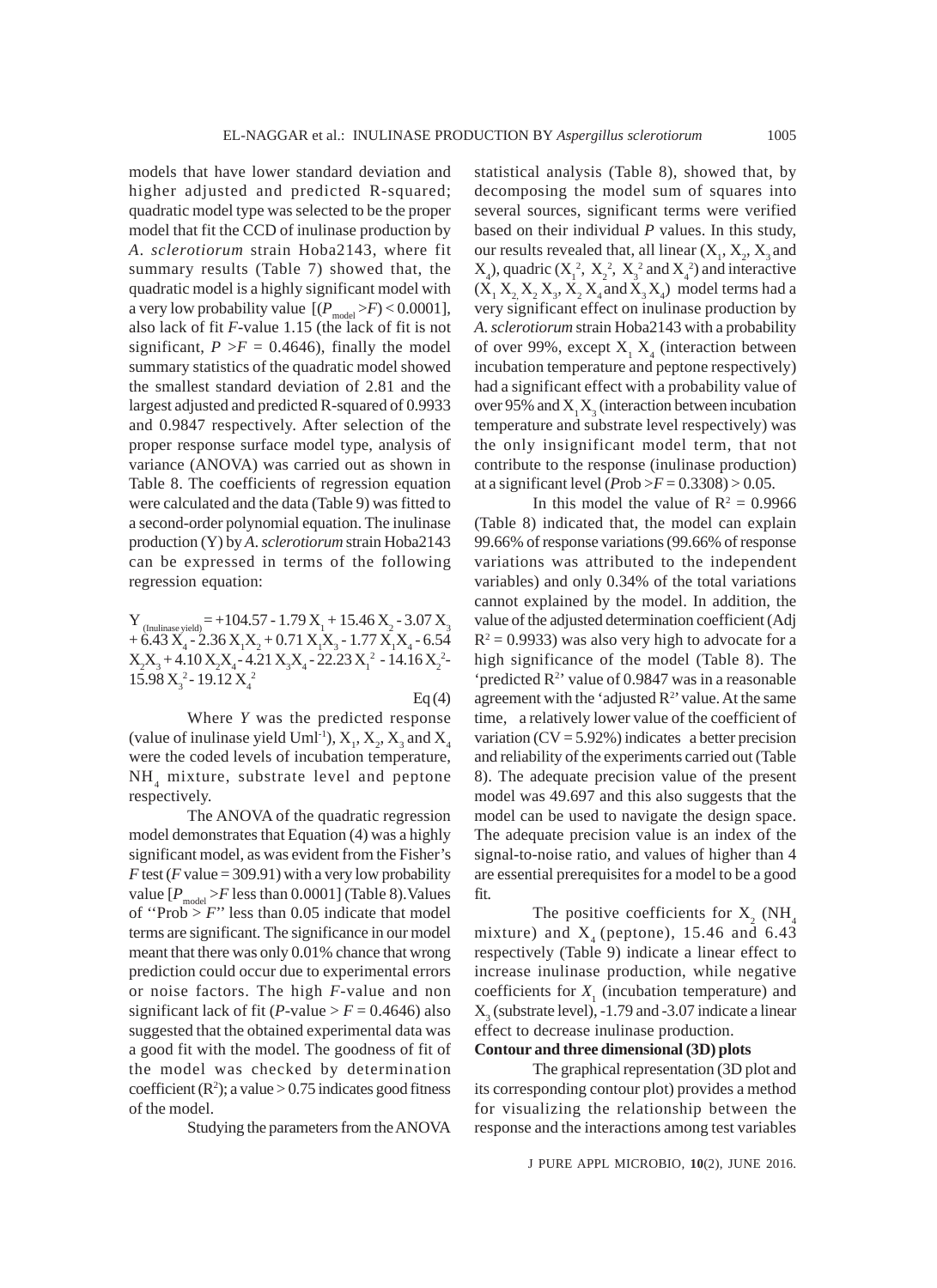models that have lower standard deviation and higher adjusted and predicted R-squared; quadratic model type was selected to be the proper model that fit the CCD of inulinase production by *A. sclerotiorum* strain Hoba2143, where fit summary results (Table 7) showed that, the quadratic model is a highly significant model with a very low probability value $[(P_{model} > F) < 0.0001]$, also lack of fit *F*-value 1.15 (the lack of fit is not significant, $P > F = 0.4646$), finally the model summary statistics of the quadratic model showed the smallest standard deviation of 2.81 and the largest adjusted and predicted R-squared of 0.9933 and 0.9847 respectively. After selection of the proper response surface model type, analysis of variance (ANOVA) was carried out as shown in Table 8. The coefficients of regression equation were calculated and the data (Table 9) was fitted to a second-order polynomial equation. The inulinase production (Y) by *A. sclerotiorum* strain Hoba2143 can be expressed in terms of the following regression equation:

$$Y_{(\text{Inulinase yield})} = +104.57 - 1.79\,X_1 + 15.46\,X_2 - 3.07\,X_3 + 6.43\,X_4 - 2.36\,X_1X_2 + 0.71\,X_1X_3 - 1.77\,X_1X_4 - 6.54\,X_2X_3 + 4.10\,X_2X_4 - 4.21\,X_3X_4 - 22.23\,X_1^2 - 14.16\,X_2^2 - 15.98\,X_3^2 - 19.12\,X_4^2 \quad \text{Eq (4)}$$

Where *Y* was the predicted response (value of inulinase yield $Uml^{-1}$), $X_1$, $X_2$, $X_3$ and $X_4$ were the coded levels of incubation temperature, $NH_4$ mixture, substrate level and peptone respectively.

The ANOVA of the quadratic regression model demonstrates that Equation (4) was a highly significant model, as was evident from the Fisher's *F* test (*F* value = 309.91) with a very low probability value $[P_{model} > F$ less than $0.0001]$ (Table 8). Values of ''Prob > *F*'' less than 0.05 indicate that model terms are significant. The significance in our model meant that there was only 0.01% chance that wrong prediction could occur due to experimental errors or noise factors. The high *F*-value and non significant lack of fit (*P*-value > *F* = 0.4646) also suggested that the obtained experimental data was a good fit with the model. The goodness of fit of the model was checked by determination coefficient ($R^2$); a value > 0.75 indicates good fitness of the model.

Studying the parameters from the ANOVA statistical analysis (Table 8), showed that, by decomposing the model sum of squares into several sources, significant terms were verified based on their individual *P* values. In this study, our results revealed that, all linear ($X_1$, $X_2$, $X_3$ and $X_4$), quadric ($X_1^2$, $X_2^2$, $X_3^2$ and $X_4^2$) and interactive ($X_1X_2$, $X_2X_3$, $X_2X_4$ and $X_3X_4$) model terms had a very significant effect on inulinase production by *A. sclerotiorum* strain Hoba2143 with a probability of over 99%, except $X_1X_4$ (interaction between incubation temperature and peptone respectively) had a significant effect with a probability value of over 95% and $X_1X_3$ (interaction between incubation temperature and substrate level respectively) was the only insignificant model term, that not contribute to the response (inulinase production) at a significant level (*P*rob > *F* = 0.3308) > 0.05.

In this model the value of $R^2 = 0.9966$ (Table 8) indicated that, the model can explain 99.66% of response variations (99.66% of response variations was attributed to the independent variables) and only 0.34% of the total variations cannot explained by the model. In addition, the value of the adjusted determination coefficient (Adj $R^2 = 0.9933$) was also very high to advocate for a high significance of the model (Table 8). The 'predicted $R^2$' value of 0.9847 was in a reasonable agreement with the 'adjusted $R^2$' value. At the same time, a relatively lower value of the coefficient of variation (CV = 5.92%) indicates a better precision and reliability of the experiments carried out (Table 8). The adequate precision value of the present model was 49.697 and this also suggests that the model can be used to navigate the design space. The adequate precision value is an index of the signal-to-noise ratio, and values of higher than 4 are essential prerequisites for a model to be a good fit.

The positive coefficients for $X_2$ ($NH_4$ mixture) and $X_4$ (peptone), 15.46 and 6.43 respectively (Table 9) indicate a linear effect to increase inulinase production, while negative coefficients for $X_1$ (incubation temperature) and $X_3$ (substrate level), -1.79 and -3.07 indicate a linear effect to decrease inulinase production.

### Contour and three dimensional (3D) plots

The graphical representation (3D plot and its corresponding contour plot) provides a method for visualizing the relationship between the response and the interactions among test variables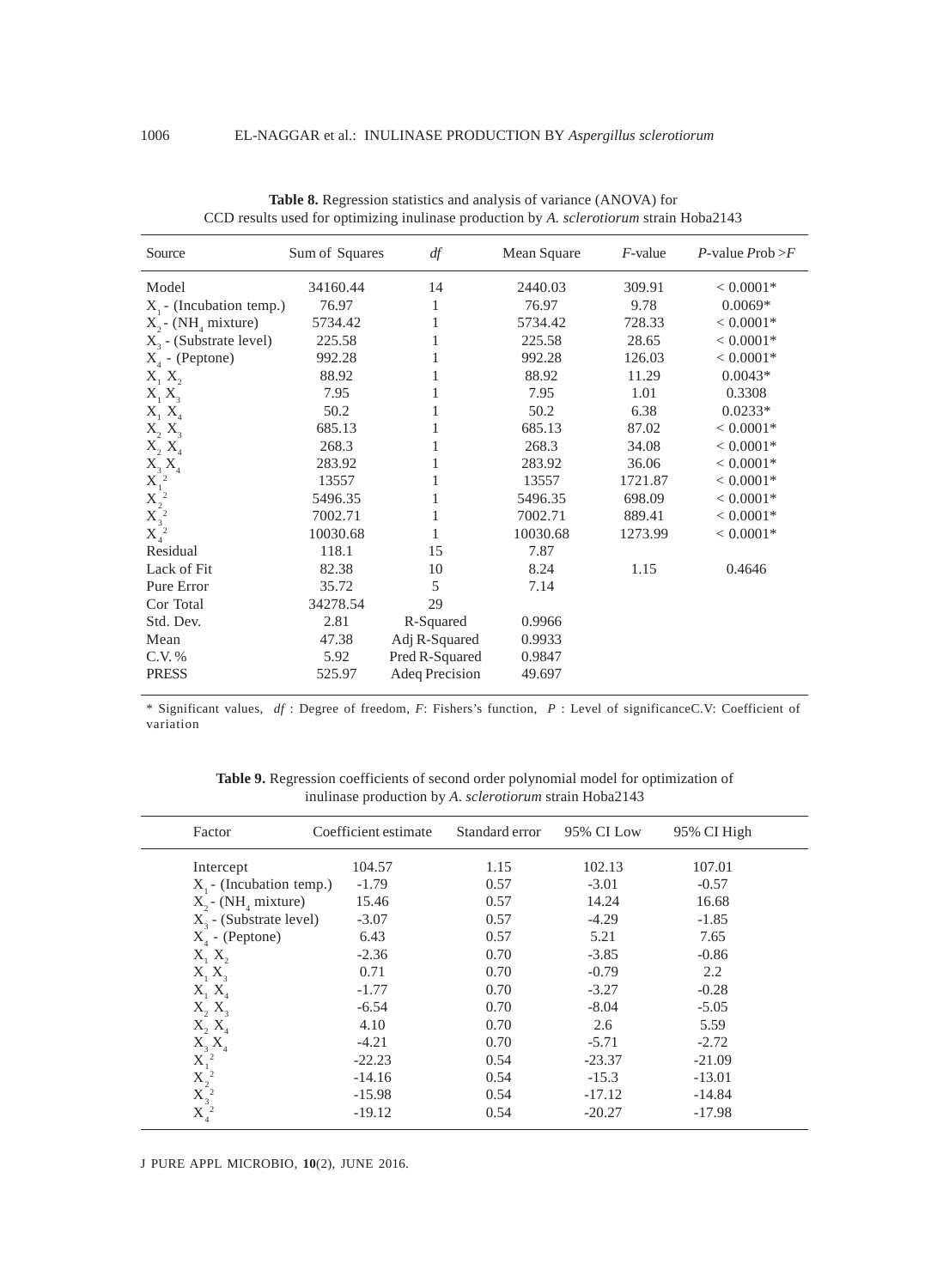**Table 8.** Regression statistics and analysis of variance (ANOVA) for CCD results used for optimizing inulinase production by *A. sclerotiorum* strain Hoba2143

| Source | Sum of Squares | *df* | Mean Square | *F*-value | *P*-value *Prob* > *F* |
|---|---|---|---|---|---|
| Model | 34160.44 | 14 | 2440.03 | 309.91 | < 0.0001* |
| $X_1$ - (Incubation temp.) | 76.97 | 1 | 76.97 | 9.78 | 0.0069* |
| $X_2$ - ($NH_4$ mixture) | 5734.42 | 1 | 5734.42 | 728.33 | < 0.0001* |
| $X_3$ - (Substrate level) | 225.58 | 1 | 225.58 | 28.65 | < 0.0001* |
| $X_4$ - (Peptone) | 992.28 | 1 | 992.28 | 126.03 | < 0.0001* |
| $X_1 X_2$ | 88.92 | 1 | 88.92 | 11.29 | 0.0043* |
| $X_1 X_3$ | 7.95 | 1 | 7.95 | 1.01 | 0.3308 |
| $X_1 X_4$ | 50.2 | 1 | 50.2 | 6.38 | 0.0233* |
| $X_2 X_3$ | 685.13 | 1 | 685.13 | 87.02 | < 0.0001* |
| $X_2 X_4$ | 268.3 | 1 | 268.3 | 34.08 | < 0.0001* |
| $X_3 X_4$ | 283.92 | 1 | 283.92 | 36.06 | < 0.0001* |
| $X_1^2$ | 13557 | 1 | 13557 | 1721.87 | < 0.0001* |
| $X_2^2$ | 5496.35 | 1 | 5496.35 | 698.09 | < 0.0001* |
| $X_3^2$ | 7002.71 | 1 | 7002.71 | 889.41 | < 0.0001* |
| $X_4^2$ | 10030.68 | 1 | 10030.68 | 1273.99 | < 0.0001* |
| Residual | 118.1 | 15 | 7.87 | | |
| Lack of Fit | 82.38 | 10 | 8.24 | 1.15 | 0.4646 |
| Pure Error | 35.72 | 5 | 7.14 | | |
| Cor Total | 34278.54 | 29 | | | |
| Std. Dev. | 2.81 | R-Squared | 0.9966 | | |
| Mean | 47.38 | Adj R-Squared | 0.9933 | | |
| C.V. % | 5.92 | Pred R-Squared | 0.9847 | | |
| PRESS | 525.97 | Adeq Precision | 49.697 | | |

\* Significant values, *df* : Degree of freedom, *F*: Fishers's function, *P* : Level of significanceC.V: Coefficient of variation

**Table 9.** Regression coefficients of second order polynomial model for optimization of inulinase production by *A. sclerotiorum* strain Hoba2143

| Factor | Coefficient estimate | Standard error | 95% CI Low | 95% CI High |
|---|---|---|---|---|
| Intercept | 104.57 | 1.15 | 102.13 | 107.01 |
| $X_1$ - (Incubation temp.) | -1.79 | 0.57 | -3.01 | -0.57 |
| $X_2$ - ($NH_4$ mixture) | 15.46 | 0.57 | 14.24 | 16.68 |
| $X_3$ - (Substrate level) | -3.07 | 0.57 | -4.29 | -1.85 |
| $X_4$ - (Peptone) | 6.43 | 0.57 | 5.21 | 7.65 |
| $X_1 X_2$ | -2.36 | 0.70 | -3.85 | -0.86 |
| $X_1 X_3$ | 0.71 | 0.70 | -0.79 | 2.2 |
| $X_1 X_4$ | -1.77 | 0.70 | -3.27 | -0.28 |
| $X_2 X_3$ | -6.54 | 0.70 | -8.04 | -5.05 |
| $X_2 X_4$ | 4.10 | 0.70 | 2.6 | 5.59 |
| $X_3 X_4$ | -4.21 | 0.70 | -5.71 | -2.72 |
| $X_1^2$ | -22.23 | 0.54 | -23.37 | -21.09 |
| $X_2^2$ | -14.16 | 0.54 | -15.3 | -13.01 |
| $X_3^2$ | -15.98 | 0.54 | -17.12 | -14.84 |
| $X_4^2$ | -19.12 | 0.54 | -20.27 | -17.98 |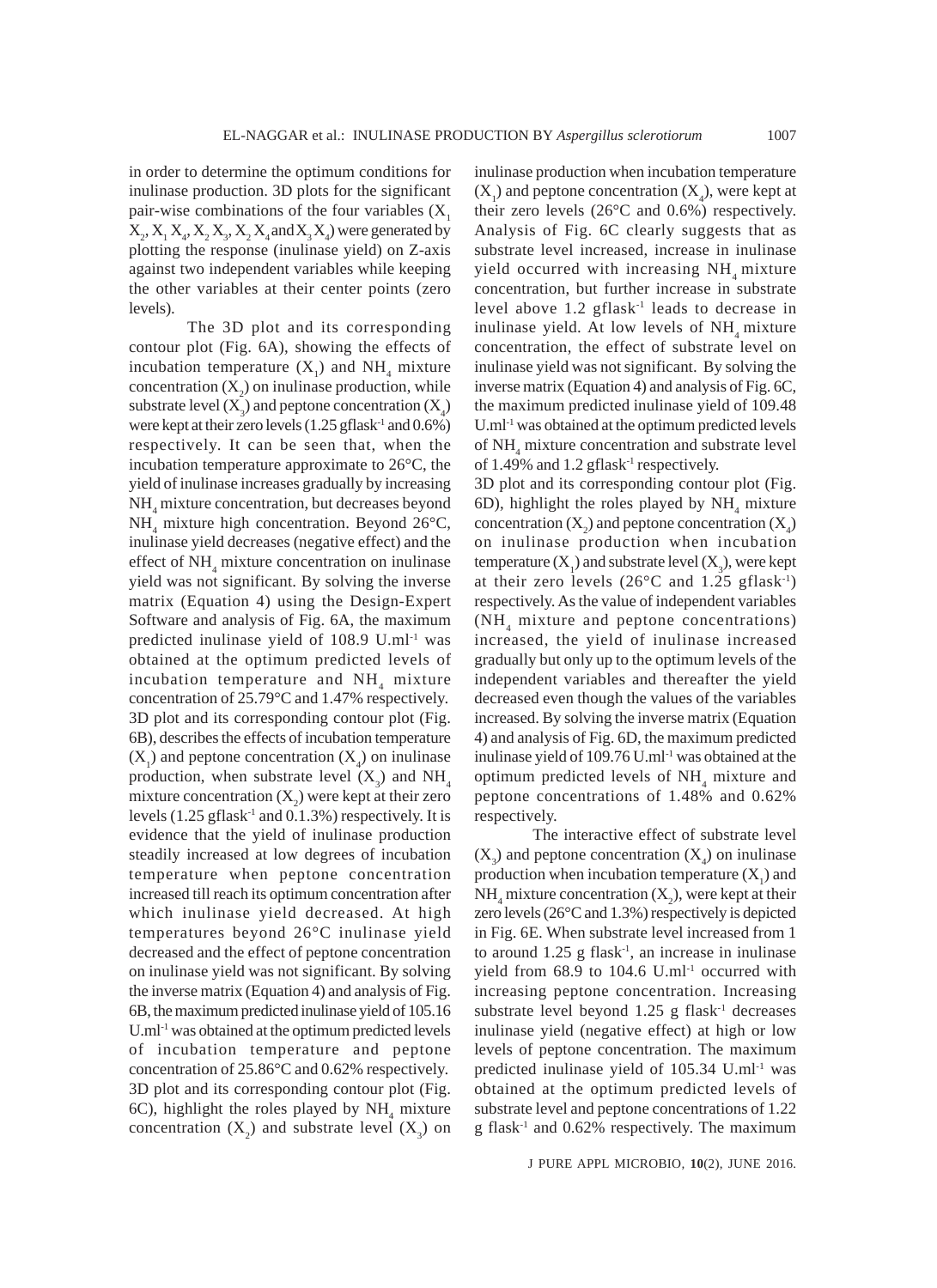in order to determine the optimum conditions for inulinase production. 3D plots for the significant pair-wise combinations of the four variables ($X_1 X_2$, $X_1 X_4$, $X_2 X_3$, $X_2 X_4$ and $X_3 X_4$) were generated by plotting the response (inulinase yield) on Z-axis against two independent variables while keeping the other variables at their center points (zero levels).

The 3D plot and its corresponding contour plot (Fig. 6A), showing the effects of incubation temperature ($X_1$) and $NH_4$ mixture concentration ($X_2$) on inulinase production, while substrate level ($X_3$) and peptone concentration ($X_4$) were kept at their zero levels (1.25 gflask$^{-1}$ and 0.6%) respectively. It can be seen that, when the incubation temperature approximate to 26°C, the yield of inulinase increases gradually by increasing $NH_4$ mixture concentration, but decreases beyond $NH_4$ mixture high concentration. Beyond 26°C, inulinase yield decreases (negative effect) and the effect of $NH_4$ mixture concentration on inulinase yield was not significant. By solving the inverse matrix (Equation 4) using the Design-Expert Software and analysis of Fig. 6A, the maximum predicted inulinase yield of 108.9 U.ml$^{-1}$ was obtained at the optimum predicted levels of incubation temperature and $NH_4$ mixture concentration of 25.79°C and 1.47% respectively.

3D plot and its corresponding contour plot (Fig. 6B), describes the effects of incubation temperature ($X_1$) and peptone concentration ($X_4$) on inulinase production, when substrate level ($X_3$) and $NH_4$ mixture concentration ($X_2$) were kept at their zero levels (1.25 gflask$^{-1}$ and 0.1.3%) respectively. It is evidence that the yield of inulinase production steadily increased at low degrees of incubation temperature when peptone concentration increased till reach its optimum concentration after which inulinase yield decreased. At high temperatures beyond 26°C inulinase yield decreased and the effect of peptone concentration on inulinase yield was not significant. By solving the inverse matrix (Equation 4) and analysis of Fig. 6B, the maximum predicted inulinase yield of 105.16 U.ml$^{-1}$ was obtained at the optimum predicted levels of incubation temperature and peptone concentration of 25.86°C and 0.62% respectively.

3D plot and its corresponding contour plot (Fig. 6C), highlight the roles played by $NH_4$ mixture concentration ($X_2$) and substrate level ($X_3$) on inulinase production when incubation temperature ($X_1$) and peptone concentration ($X_4$), were kept at their zero levels (26°C and 0.6%) respectively. Analysis of Fig. 6C clearly suggests that as substrate level increased, increase in inulinase yield occurred with increasing $NH_4$ mixture concentration, but further increase in substrate level above 1.2 gflask$^{-1}$ leads to decrease in inulinase yield. At low levels of $NH_4$ mixture concentration, the effect of substrate level on inulinase yield was not significant. By solving the inverse matrix (Equation 4) and analysis of Fig. 6C, the maximum predicted inulinase yield of 109.48 U.ml$^{-1}$ was obtained at the optimum predicted levels of $NH_4$ mixture concentration and substrate level of 1.49% and 1.2 gflask$^{-1}$ respectively.

3D plot and its corresponding contour plot (Fig. 6D), highlight the roles played by $NH_4$ mixture concentration ($X_2$) and peptone concentration ($X_4$) on inulinase production when incubation temperature ($X_1$) and substrate level ($X_3$), were kept at their zero levels (26°C and 1.25 gflask$^{-1}$) respectively. As the value of independent variables ($NH_4$ mixture and peptone concentrations) increased, the yield of inulinase increased gradually but only up to the optimum levels of the independent variables and thereafter the yield decreased even though the values of the variables increased. By solving the inverse matrix (Equation 4) and analysis of Fig. 6D, the maximum predicted inulinase yield of 109.76 U.ml$^{-1}$ was obtained at the optimum predicted levels of $NH_4$ mixture and peptone concentrations of 1.48% and 0.62% respectively.

The interactive effect of substrate level ($X_3$) and peptone concentration ($X_4$) on inulinase production when incubation temperature ($X_1$) and $NH_4$ mixture concentration ($X_2$), were kept at their zero levels (26°C and 1.3%) respectively is depicted in Fig. 6E. When substrate level increased from 1 to around 1.25 g flask$^{-1}$, an increase in inulinase yield from 68.9 to 104.6 U.ml$^{-1}$ occurred with increasing peptone concentration. Increasing substrate level beyond 1.25 g flask$^{-1}$ decreases inulinase yield (negative effect) at high or low levels of peptone concentration. The maximum predicted inulinase yield of 105.34 U.ml$^{-1}$ was obtained at the optimum predicted levels of substrate level and peptone concentrations of 1.22 g flask$^{-1}$ and 0.62% respectively. The maximum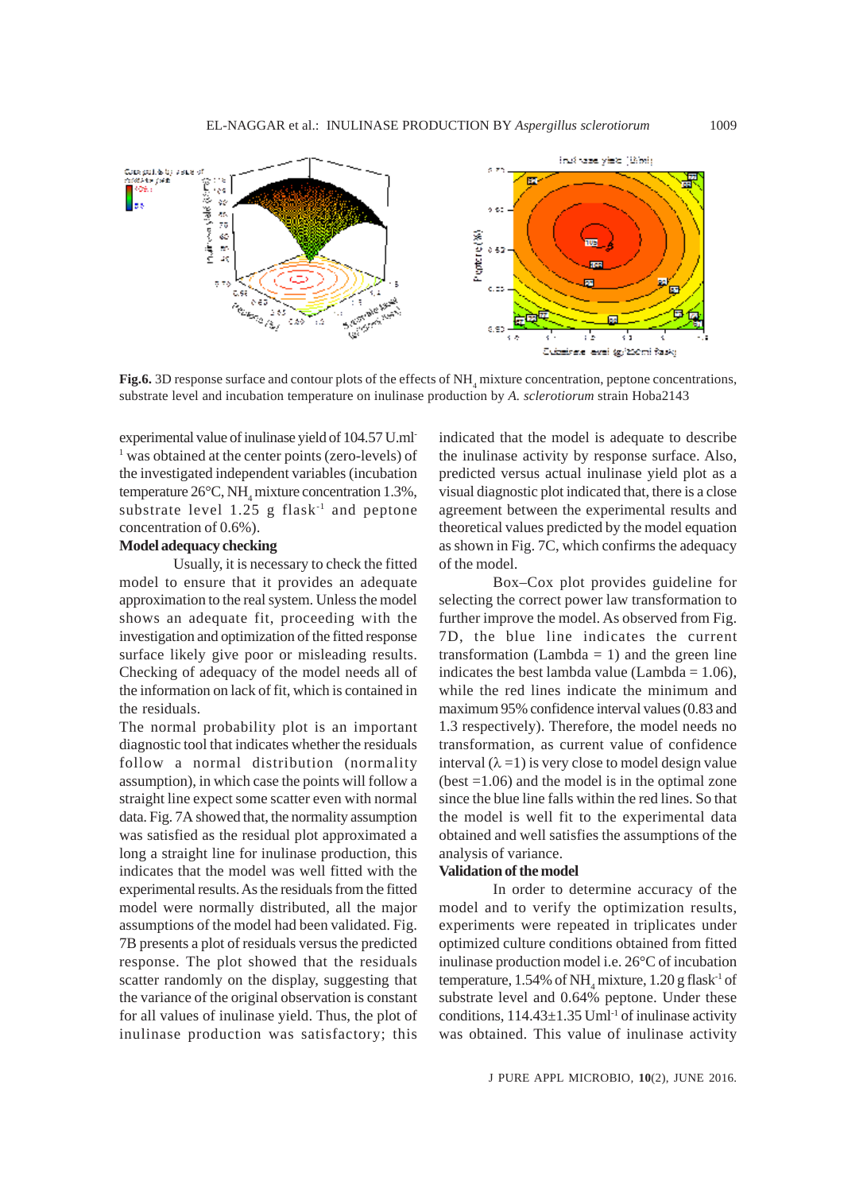**Fig.6.** 3D response surface and contour plots of the effects of $NH_4$ mixture concentration, peptone concentrations, substrate level and incubation temperature on inulinase production by *A. sclerotiorum* strain Hoba2143

experimental value of inulinase yield of 104.57 U.ml$^{-1}$ was obtained at the center points (zero-levels) of the investigated independent variables (incubation temperature 26°C, $NH_4$ mixture concentration 1.3%, substrate level 1.25 g flask$^{-1}$ and peptone concentration of 0.6%).

**Model adequacy checking**

Usually, it is necessary to check the fitted model to ensure that it provides an adequate approximation to the real system. Unless the model shows an adequate fit, proceeding with the investigation and optimization of the fitted response surface likely give poor or misleading results. Checking of adequacy of the model needs all of the information on lack of fit, which is contained in the residuals.

The normal probability plot is an important diagnostic tool that indicates whether the residuals follow a normal distribution (normality assumption), in which case the points will follow a straight line expect some scatter even with normal data. Fig. 7A showed that, the normality assumption was satisfied as the residual plot approximated a long a straight line for inulinase production, this indicates that the model was well fitted with the experimental results. As the residuals from the fitted model were normally distributed, all the major assumptions of the model had been validated. Fig. 7B presents a plot of residuals versus the predicted response. The plot showed that the residuals scatter randomly on the display, suggesting that the variance of the original observation is constant for all values of inulinase yield. Thus, the plot of inulinase production was satisfactory; this indicated that the model is adequate to describe the inulinase activity by response surface. Also, predicted versus actual inulinase yield plot as a visual diagnostic plot indicated that, there is a close agreement between the experimental results and theoretical values predicted by the model equation as shown in Fig. 7C, which confirms the adequacy of the model.

Box–Cox plot provides guideline for selecting the correct power law transformation to further improve the model. As observed from Fig. 7D, the blue line indicates the current transformation (Lambda = 1) and the green line indicates the best lambda value (Lambda = 1.06), while the red lines indicate the minimum and maximum 95% confidence interval values (0.83 and 1.3 respectively). Therefore, the model needs no transformation, as current value of confidence interval ($\lambda$ =1) is very close to model design value (best =1.06) and the model is in the optimal zone since the blue line falls within the red lines. So that the model is well fit to the experimental data obtained and well satisfies the assumptions of the analysis of variance.

**Validation of the model**

In order to determine accuracy of the model and to verify the optimization results, experiments were repeated in triplicates under optimized culture conditions obtained from fitted inulinase production model i.e. 26°C of incubation temperature, 1.54% of $NH_4$ mixture, 1.20 g flask$^{-1}$ of substrate level and 0.64% peptone. Under these conditions, 114.43±1.35 Uml$^{-1}$ of inulinase activity was obtained. This value of inulinase activity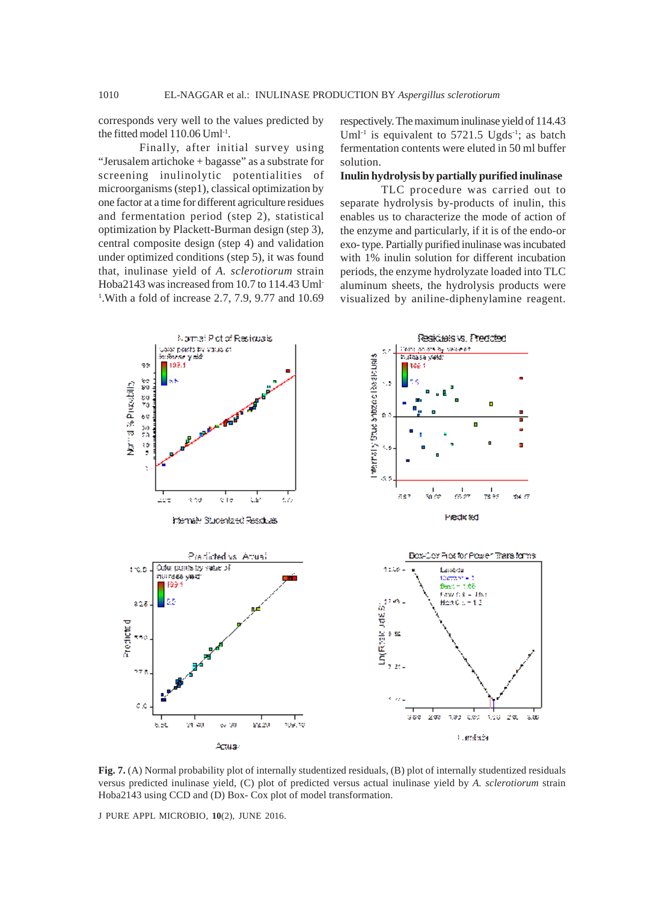corresponds very well to the values predicted by the fitted model 110.06 $Uml^{-1}$.

Finally, after initial survey using "Jerusalem artichoke + bagasse" as a substrate for screening inulinolytic potentialities of microorganisms (step1), classical optimization by one factor at a time for different agriculture residues and fermentation period (step 2), statistical optimization by Plackett-Burman design (step 3), central composite design (step 4) and validation under optimized conditions (step 5), it was found that, inulinase yield of *A. sclerotiorum* strain Hoba2143 was increased from 10.7 to 114.43 $Uml^{-1}$. With a fold of increase 2.7, 7.9, 9.77 and 10.69 respectively. The maximum inulinase yield of 114.43 $Uml^{-1}$ is equivalent to 5721.5 $Ugds^{-1}$; as batch fermentation contents were eluted in 50 ml buffer solution.

**Inulin hydrolysis by partially purified inulinase**

TLC procedure was carried out to separate hydrolysis by-products of inulin, this enables us to characterize the mode of action of the enzyme and particularly, if it is of the endo-or exo- type. Partially purified inulinase was incubated with 1% inulin solution for different incubation periods, the enzyme hydrolyzate loaded into TLC aluminum sheets, the hydrolysis products were visualized by aniline-diphenylamine reagent.

**Fig. 7.** (A) Normal probability plot of internally studentized residuals, (B) plot of internally studentized residuals versus predicted inulinase yield, (C) plot of predicted versus actual inulinase yield by *A. sclerotiorum* strain Hoba2143 using CCD and (D) Box- Cox plot of model transformation.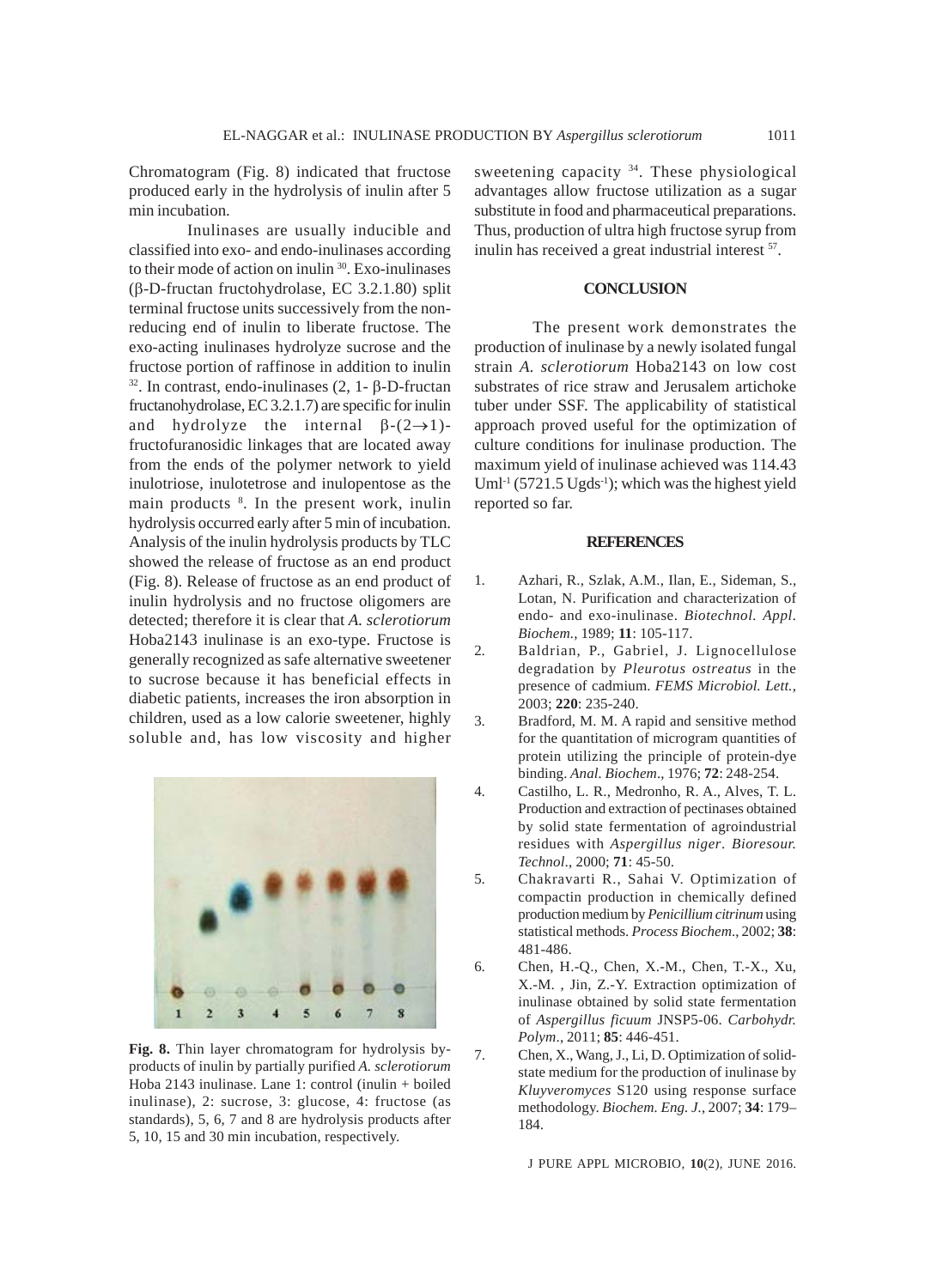Chromatogram (Fig. 8) indicated that fructose produced early in the hydrolysis of inulin after 5 min incubation.

Inulinases are usually inducible and classified into exo- and endo-inulinases according to their mode of action on inulin [30]. Exo-inulinases (β-D-fructan fructohydrolase, EC 3.2.1.80) split terminal fructose units successively from the non-reducing end of inulin to liberate fructose. The exo-acting inulinases hydrolyze sucrose and the fructose portion of raffinose in addition to inulin [32]. In contrast, endo-inulinases (2, 1- β-D-fructan fructanohydrolase, EC 3.2.1.7) are specific for inulin and hydrolyze the internal β-(2→1)-fructofuranosidic linkages that are located away from the ends of the polymer network to yield inulotriose, inulotetrose and inulopentose as the main products [8]. In the present work, inulin hydrolysis occurred early after 5 min of incubation. Analysis of the inulin hydrolysis products by TLC showed the release of fructose as an end product (Fig. 8). Release of fructose as an end product of inulin hydrolysis and no fructose oligomers are detected; therefore it is clear that *A. sclerotiorum* Hoba2143 inulinase is an exo-type. Fructose is generally recognized as safe alternative sweetener to sucrose because it has beneficial effects in diabetic patients, increases the iron absorption in children, used as a low calorie sweetener, highly soluble and, has low viscosity and higher sweetening capacity [34]. These physiological advantages allow fructose utilization as a sugar substitute in food and pharmaceutical preparations. Thus, production of ultra high fructose syrup from inulin has received a great industrial interest [57].

**Fig. 8.** Thin layer chromatogram for hydrolysis by-products of inulin by partially purified *A. sclerotiorum* Hoba 2143 inulinase. Lane 1: control (inulin + boiled inulinase), 2: sucrose, 3: glucose, 4: fructose (as standards), 5, 6, 7 and 8 are hydrolysis products after 5, 10, 15 and 30 min incubation, respectively.

## CONCLUSION

The present work demonstrates the production of inulinase by a newly isolated fungal strain *A. sclerotiorum* Hoba2143 on low cost substrates of rice straw and Jerusalem artichoke tuber under SSF. The applicability of statistical approach proved useful for the optimization of culture conditions for inulinase production. The maximum yield of inulinase achieved was 114.43 $Uml^{-1}$ (5721.5 $Ugds^{-1}$); which was the highest yield reported so far.

## REFERENCES

1. Azhari, R., Szlak, A.M., Ilan, E., Sideman, S., Lotan, N. Purification and characterization of endo- and exo-inulinase. *Biotechnol. Appl. Biochem.*, 1989; **11**: 105-117.
2. Baldrian, P., Gabriel, J. Lignocellulose degradation by *Pleurotus ostreatus* in the presence of cadmium. *FEMS Microbiol. Lett.*, 2003; **220**: 235-240.
3. Bradford, M. M. A rapid and sensitive method for the quantitation of microgram quantities of protein utilizing the principle of protein-dye binding. *Anal. Biochem*., 1976; **72**: 248-254.
4. Castilho, L. R., Medronho, R. A., Alves, T. L. Production and extraction of pectinases obtained by solid state fermentation of agroindustrial residues with *Aspergillus niger*. *Bioresour. Technol*., 2000; **71**: 45-50.
5. Chakravarti R., Sahai V. Optimization of compactin production in chemically defined production medium by *Penicillium citrinum* using statistical methods. *Process Biochem*., 2002; **38**: 481-486.
6. Chen, H.-Q., Chen, X.-M., Chen, T.-X., Xu, X.-M. , Jin, Z.-Y. Extraction optimization of inulinase obtained by solid state fermentation of *Aspergillus ficuum* JNSP5-06. *Carbohydr. Polym*., 2011; **85**: 446-451.
7. Chen, X., Wang, J., Li, D. Optimization of solid-state medium for the production of inulinase by *Kluyveromyces* S120 using response surface methodology. *Biochem. Eng. J.*, 2007; **34**: 179–184.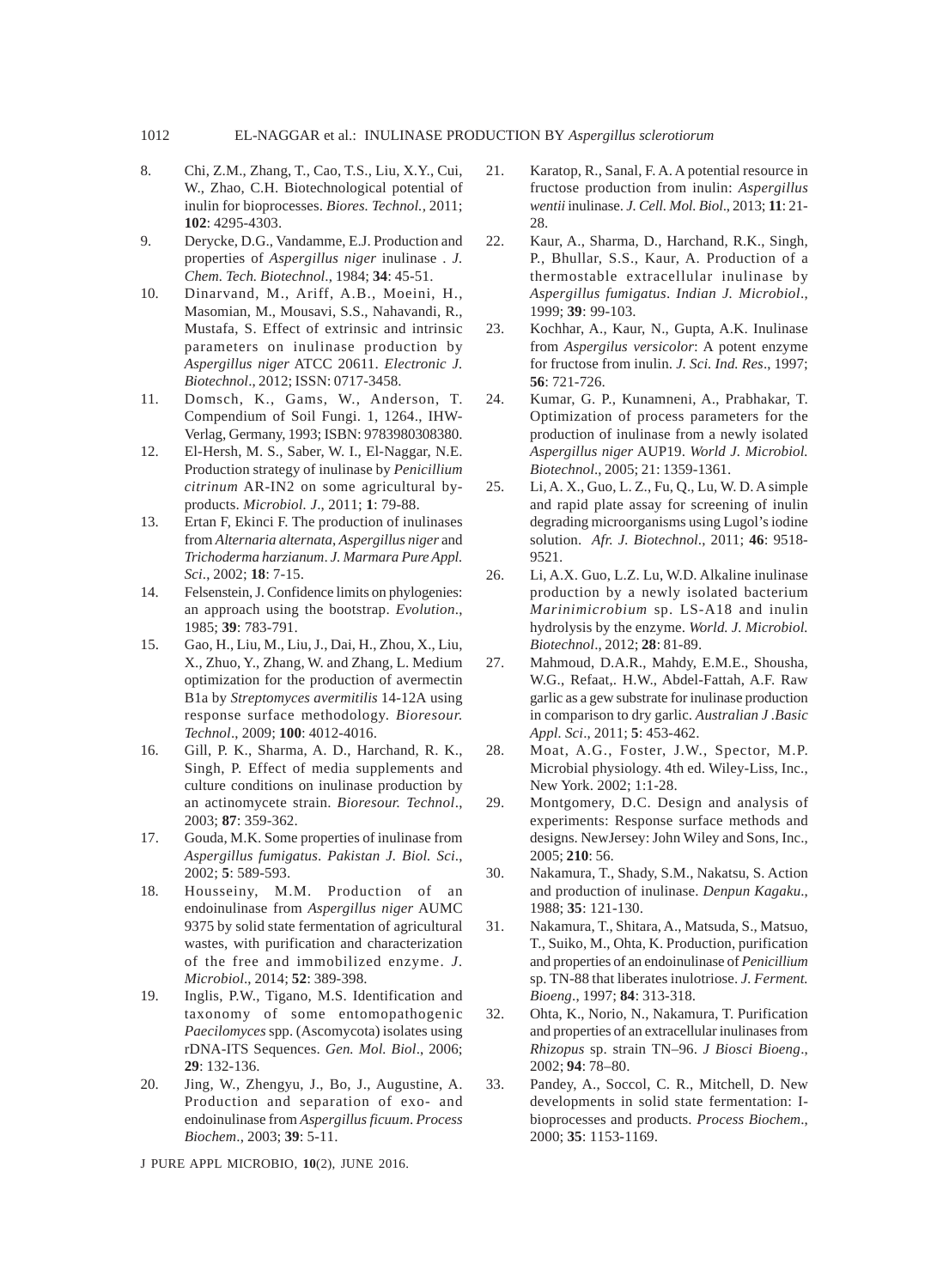8. Chi, Z.M., Zhang, T., Cao, T.S., Liu, X.Y., Cui, W., Zhao, C.H. Biotechnological potential of inulin for bioprocesses. *Biores. Technol.*, 2011; **102**: 4295-4303.
9. Derycke, D.G., Vandamme, E.J. Production and properties of *Aspergillus niger* inulinase . *J. Chem. Tech. Biotechnol*., 1984; **34**: 45-51.
10. Dinarvand, M., Ariff, A.B., Moeini, H., Masomian, M., Mousavi, S.S., Nahavandi, R., Mustafa, S. Effect of extrinsic and intrinsic parameters on inulinase production by *Aspergillus niger* ATCC 20611. *Electronic J. Biotechnol*., 2012; ISSN: 0717-3458.
11. Domsch, K., Gams, W., Anderson, T. Compendium of Soil Fungi. 1, 1264., IHW-Verlag, Germany, 1993; ISBN: 9783980308380.
12. El-Hersh, M. S., Saber, W. I., El-Naggar, N.E. Production strategy of inulinase by *Penicillium citrinum* AR-IN2 on some agricultural by-products. *Microbiol. J*., 2011; **1**: 79-88.
13. Ertan F, Ekinci F. The production of inulinases from *Alternaria alternata*, *Aspergillus niger* and *Trichoderma harzianum*. *J. Marmara Pure Appl. Sci*., 2002; **18**: 7-15.
14. Felsenstein, J. Confidence limits on phylogenies: an approach using the bootstrap. *Evolution*., 1985; **39**: 783-791.
15. Gao, H., Liu, M., Liu, J., Dai, H., Zhou, X., Liu, X., Zhuo, Y., Zhang, W. and Zhang, L. Medium optimization for the production of avermectin B1a by *Streptomyces avermitilis* 14-12A using response surface methodology. *Bioresour. Technol*., 2009; **100**: 4012-4016.
16. Gill, P. K., Sharma, A. D., Harchand, R. K., Singh, P. Effect of media supplements and culture conditions on inulinase production by an actinomycete strain. *Bioresour. Technol*., 2003; **87**: 359-362.
17. Gouda, M.K. Some properties of inulinase from *Aspergillus fumigatus*. *Pakistan J. Biol. Sci*., 2002; **5**: 589-593.
18. Housseiny, M.M. Production of an endoinulinase from *Aspergillus niger* AUMC 9375 by solid state fermentation of agricultural wastes, with purification and characterization of the free and immobilized enzyme. *J. Microbiol*., 2014; **52**: 389-398.
19. Inglis, P.W., Tigano, M.S. Identification and taxonomy of some entomopathogenic *Paecilomyces* spp. (Ascomycota) isolates using rDNA-ITS Sequences. *Gen. Mol. Biol*., 2006; **29**: 132-136.
20. Jing, W., Zhengyu, J., Bo, J., Augustine, A. Production and separation of exo- and endoinulinase from *Aspergillus ficuum*. *Process Biochem*., 2003; **39**: 5-11.
21. Karatop, R., Sanal, F. A. A potential resource in fructose production from inulin: *Aspergillus wentii* inulinase. *J. Cell. Mol. Biol*., 2013; **11**: 21-28.
22. Kaur, A., Sharma, D., Harchand, R.K., Singh, P., Bhullar, S.S., Kaur, A. Production of a thermostable extracellular inulinase by *Aspergillus fumigatus*. *Indian J. Microbiol*., 1999; **39**: 99-103.
23. Kochhar, A., Kaur, N., Gupta, A.K. Inulinase from *Aspergilus versicolor*: A potent enzyme for fructose from inulin. *J. Sci. Ind. Res*., 1997; **56**: 721-726.
24. Kumar, G. P., Kunamneni, A., Prabhakar, T. Optimization of process parameters for the production of inulinase from a newly isolated *Aspergillus niger* AUP19. *World J. Microbiol. Biotechnol*., 2005; 21: 1359-1361.
25. Li, A. X., Guo, L. Z., Fu, Q., Lu, W. D. A simple and rapid plate assay for screening of inulin degrading microorganisms using Lugol's iodine solution. *Afr. J. Biotechnol*., 2011; **46**: 9518-9521.
26. Li, A.X. Guo, L.Z. Lu, W.D. Alkaline inulinase production by a newly isolated bacterium *Marinimicrobium* sp. LS-A18 and inulin hydrolysis by the enzyme. *World. J. Microbiol. Biotechnol*., 2012; **28**: 81-89.
27. Mahmoud, D.A.R., Mahdy, E.M.E., Shousha, W.G., Refaat,. H.W., Abdel-Fattah, A.F. Raw garlic as a gew substrate for inulinase production in comparison to dry garlic. *Australian J .Basic Appl. Sci*., 2011; **5**: 453-462.
28. Moat, A.G., Foster, J.W., Spector, M.P. Microbial physiology. 4th ed. Wiley-Liss, Inc., New York. 2002; 1:1-28.
29. Montgomery, D.C. Design and analysis of experiments: Response surface methods and designs. NewJersey: John Wiley and Sons, Inc., 2005; **210**: 56.
30. Nakamura, T., Shady, S.M., Nakatsu, S. Action and production of inulinase. *Denpun Kagaku*., 1988; **35**: 121-130.
31. Nakamura, T., Shitara, A., Matsuda, S., Matsuo, T., Suiko, M., Ohta, K. Production, purification and properties of an endoinulinase of *Penicillium* sp. TN-88 that liberates inulotriose. *J. Ferment. Bioeng*., 1997; **84**: 313-318.
32. Ohta, K., Norio, N., Nakamura, T. Purification and properties of an extracellular inulinases from *Rhizopus* sp. strain TN–96. *J Biosci Bioeng*., 2002; **94**: 78–80.
33. Pandey, A., Soccol, C. R., Mitchell, D. New developments in solid state fermentation: I-bioprocesses and products. *Process Biochem*., 2000; **35**: 1153-1169.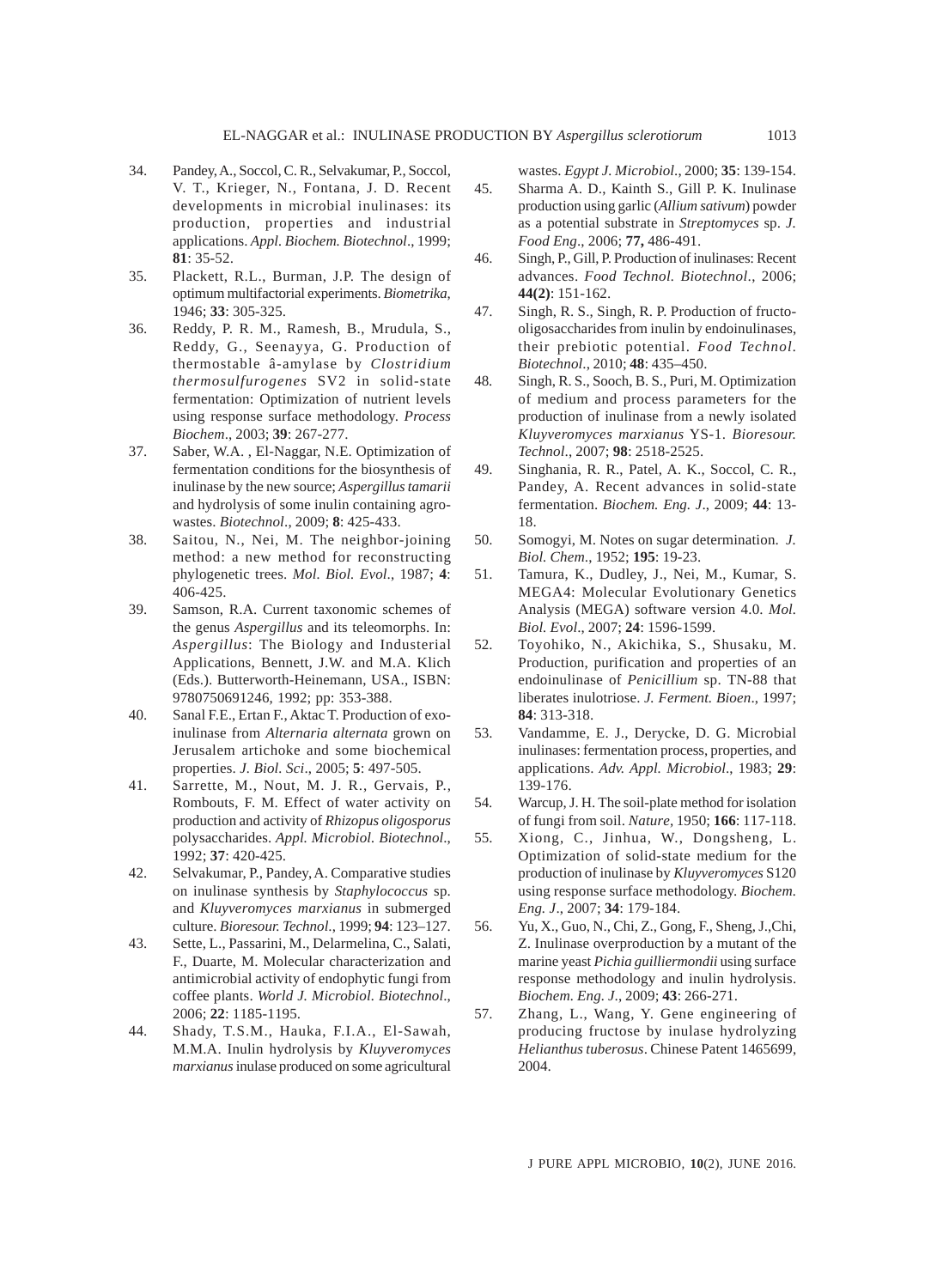34. Pandey, A., Soccol, C. R., Selvakumar, P., Soccol, V. T., Krieger, N., Fontana, J. D. Recent developments in microbial inulinases: its production, properties and industrial applications. *Appl. Biochem. Biotechnol*., 1999; **81**: 35-52.
35. Plackett, R.L., Burman, J.P. The design of optimum multifactorial experiments. *Biometrika*, 1946; **33**: 305-325.
36. Reddy, P. R. M., Ramesh, B., Mrudula, S., Reddy, G., Seenayya, G. Production of thermostable â-amylase by *Clostridium thermosulfurogenes* SV2 in solid-state fermentation: Optimization of nutrient levels using response surface methodology. *Process Biochem*., 2003; **39**: 267-277.
37. Saber, W.A. , El-Naggar, N.E. Optimization of fermentation conditions for the biosynthesis of inulinase by the new source; *Aspergillus tamarii* and hydrolysis of some inulin containing agro-wastes. *Biotechnol*., 2009; **8**: 425-433.
38. Saitou, N., Nei, M. The neighbor-joining method: a new method for reconstructing phylogenetic trees. *Mol. Biol. Evol*., 1987; **4**: 406-425.
39. Samson, R.A. Current taxonomic schemes of the genus *Aspergillus* and its teleomorphs. In: *Aspergillus*: The Biology and Industerial Applications, Bennett, J.W. and M.A. Klich (Eds.). Butterworth-Heinemann, USA., ISBN: 9780750691246, 1992; pp: 353-388.
40. Sanal F.E., Ertan F., Aktac T. Production of exo-inulinase from *Alternaria alternata* grown on Jerusalem artichoke and some biochemical properties. *J. Biol. Sci*., 2005; **5**: 497-505.
41. Sarrette, M., Nout, M. J. R., Gervais, P., Rombouts, F. M. Effect of water activity on production and activity of *Rhizopus oligosporus* polysaccharides. *Appl. Microbiol. Biotechnol*., 1992; **37**: 420-425.
42. Selvakumar, P., Pandey, A. Comparative studies on inulinase synthesis by *Staphylococcus* sp. and *Kluyveromyces marxianus* in submerged culture. *Bioresour. Technol*., 1999; **94**: 123–127.
43. Sette, L., Passarini, M., Delarmelina, C., Salati, F., Duarte, M. Molecular characterization and antimicrobial activity of endophytic fungi from coffee plants. *World J. Microbiol. Biotechnol*., 2006; **22**: 1185-1195.
44. Shady, T.S.M., Hauka, F.I.A., El-Sawah, M.M.A. Inulin hydrolysis by *Kluyveromyces marxianus* inulase produced on some agricultural wastes. *Egypt J. Microbiol*., 2000; **35**: 139-154.
45. Sharma A. D., Kainth S., Gill P. K. Inulinase production using garlic (*Allium sativum*) powder as a potential substrate in *Streptomyces* sp. *J. Food Eng*., 2006; **77,** 486-491.
46. Singh, P., Gill, P. Production of inulinases: Recent advances. *Food Technol. Biotechnol*., 2006; **44(2)**: 151-162.
47. Singh, R. S., Singh, R. P. Production of fructo-oligosaccharides from inulin by endoinulinases, their prebiotic potential. *Food Technol. Biotechnol*., 2010; **48**: 435–450.
48. Singh, R. S., Sooch, B. S., Puri, M. Optimization of medium and process parameters for the production of inulinase from a newly isolated *Kluyveromyces marxianus* YS-1. *Bioresour. Technol*., 2007; **98**: 2518-2525.
49. Singhania, R. R., Patel, A. K., Soccol, C. R., Pandey, A. Recent advances in solid-state fermentation. *Biochem. Eng. J*., 2009; **44**: 13-18.
50. Somogyi, M. Notes on sugar determination. *J. Biol. Chem*., 1952; **195**: 19-23.
51. Tamura, K., Dudley, J., Nei, M., Kumar, S. MEGA4: Molecular Evolutionary Genetics Analysis (MEGA) software version 4.0. *Mol. Biol. Evol*., 2007; **24**: 1596-1599.
52. Toyohiko, N., Akichika, S., Shusaku, M. Production, purification and properties of an endoinulinase of *Penicillium* sp. TN-88 that liberates inulotriose. *J. Ferment. Bioen*., 1997; **84**: 313-318.
53. Vandamme, E. J., Derycke, D. G. Microbial inulinases: fermentation process, properties, and applications. *Adv. Appl. Microbiol*., 1983; **29**: 139-176.
54. Warcup, J. H. The soil-plate method for isolation of fungi from soil. *Nature*, 1950; **166**: 117-118.
55. Xiong, C., Jinhua, W., Dongsheng, L. Optimization of solid-state medium for the production of inulinase by *Kluyveromyces* S120 using response surface methodology. *Biochem. Eng. J*., 2007; **34**: 179-184.
56. Yu, X., Guo, N., Chi, Z., Gong, F., Sheng, J.,Chi, Z. Inulinase overproduction by a mutant of the marine yeast *Pichia guilliermondii* using surface response methodology and inulin hydrolysis. *Biochem. Eng. J*., 2009; **43**: 266-271.
57. Zhang, L., Wang, Y. Gene engineering of producing fructose by inulase hydrolyzing *Helianthus tuberosus*. Chinese Patent 1465699, 2004.